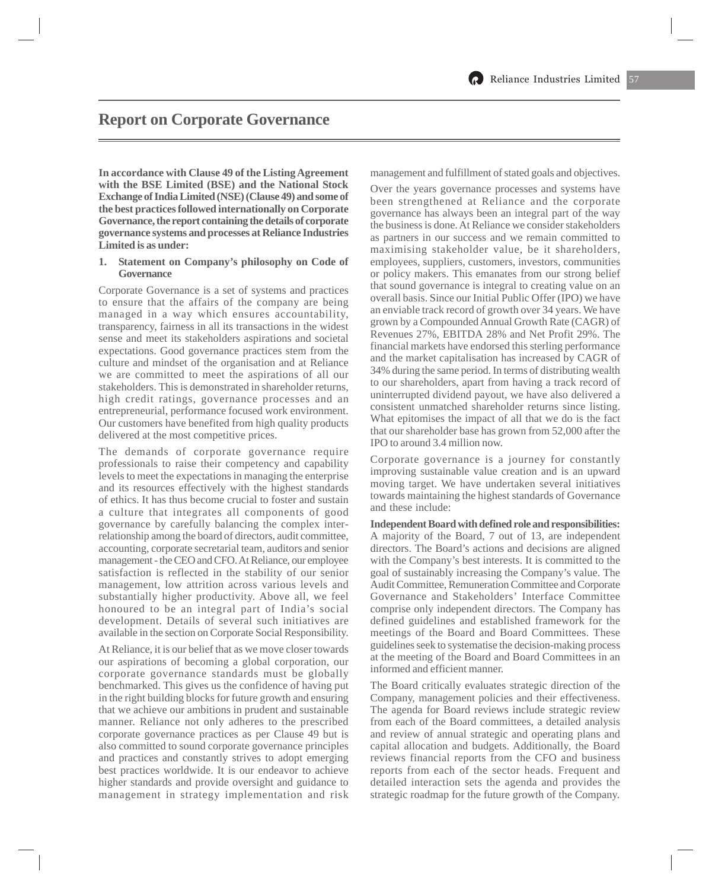# Report on Corporate Governance

**In accordance with Clause 49 of the Listing Agreement with the BSE Limited (BSE) and the National Stock Exchange of India Limited (NSE) (Clause 49) and some of the best practices followed internationally on Corporate Governance, the report containing the details of corporate governance systems and processes at Reliance Industries Limited is as under:**

## 1. Statement on Company's philosophy on Code of Governance

Corporate Governance is a set of systems and practices to ensure that the affairs of the company are being managed in a way which ensures accountability, transparency, fairness in all its transactions in the widest sense and meet its stakeholders aspirations and societal expectations. Good governance practices stem from the culture and mindset of the organisation and at Reliance we are committed to meet the aspirations of all our stakeholders. This is demonstrated in shareholder returns, high credit ratings, governance processes and an entrepreneurial, performance focused work environment. Our customers have benefited from high quality products delivered at the most competitive prices.

The demands of corporate governance require professionals to raise their competency and capability levels to meet the expectations in managing the enterprise and its resources effectively with the highest standards of ethics. It has thus become crucial to foster and sustain a culture that integrates all components of good governance by carefully balancing the complex inter-relationship among the board of directors, audit committee, accounting, corporate secretarial team, auditors and senior management - the CEO and CFO. At Reliance, our employee satisfaction is reflected in the stability of our senior management, low attrition across various levels and substantially higher productivity. Above all, we feel honoured to be an integral part of India's social development. Details of several such initiatives are available in the section on Corporate Social Responsibility.

At Reliance, it is our belief that as we move closer towards our aspirations of becoming a global corporation, our corporate governance standards must be globally benchmarked. This gives us the confidence of having put in the right building blocks for future growth and ensuring that we achieve our ambitions in prudent and sustainable manner. Reliance not only adheres to the prescribed corporate governance practices as per Clause 49 but is also committed to sound corporate governance principles and practices and constantly strives to adopt emerging best practices worldwide. It is our endeavor to achieve higher standards and provide oversight and guidance to management in strategy implementation and risk management and fulfillment of stated goals and objectives.

Over the years governance processes and systems have been strengthened at Reliance and the corporate governance has always been an integral part of the way the business is done. At Reliance we consider stakeholders as partners in our success and we remain committed to maximising stakeholder value, be it shareholders, employees, suppliers, customers, investors, communities or policy makers. This emanates from our strong belief that sound governance is integral to creating value on an overall basis. Since our Initial Public Offer (IPO) we have an enviable track record of growth over 34 years. We have grown by a Compounded Annual Growth Rate (CAGR) of Revenues 27%, EBITDA 28% and Net Profit 29%. The financial markets have endorsed this sterling performance and the market capitalisation has increased by CAGR of 34% during the same period. In terms of distributing wealth to our shareholders, apart from having a track record of uninterrupted dividend payout, we have also delivered a consistent unmatched shareholder returns since listing. What epitomises the impact of all that we do is the fact that our shareholder base has grown from 52,000 after the IPO to around 3.4 million now.

Corporate governance is a journey for constantly improving sustainable value creation and is an upward moving target. We have undertaken several initiatives towards maintaining the highest standards of Governance and these include:

**Independent Board with defined role and responsibilities:** A majority of the Board, 7 out of 13, are independent directors. The Board's actions and decisions are aligned with the Company's best interests. It is committed to the goal of sustainably increasing the Company's value. The Audit Committee, Remuneration Committee and Corporate Governance and Stakeholders' Interface Committee comprise only independent directors. The Company has defined guidelines and established framework for the meetings of the Board and Board Committees. These guidelines seek to systematise the decision-making process at the meeting of the Board and Board Committees in an informed and efficient manner.

The Board critically evaluates strategic direction of the Company, management policies and their effectiveness. The agenda for Board reviews include strategic review from each of the Board committees, a detailed analysis and review of annual strategic and operating plans and capital allocation and budgets. Additionally, the Board reviews financial reports from the CFO and business reports from each of the sector heads. Frequent and detailed interaction sets the agenda and provides the strategic roadmap for the future growth of the Company.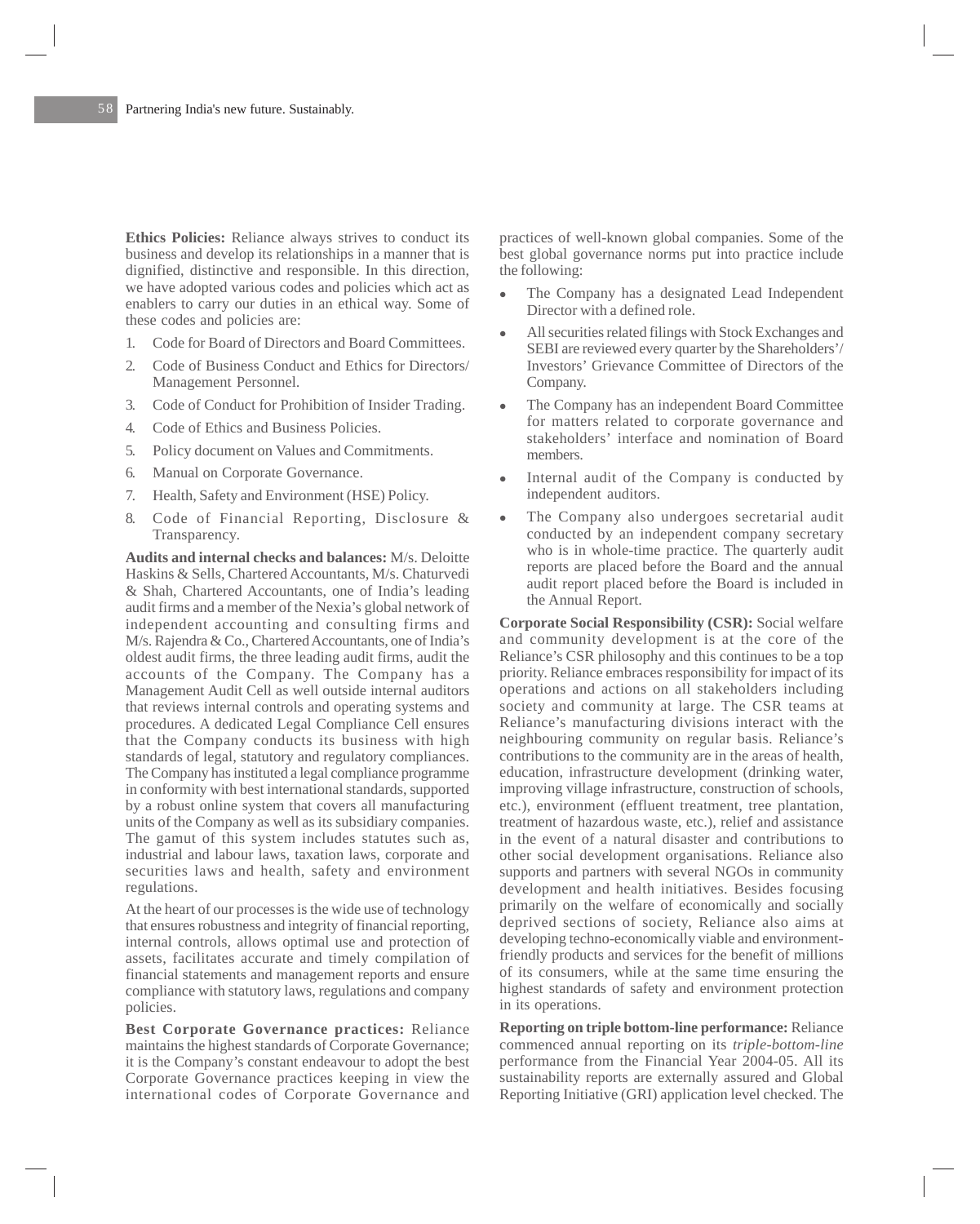**Ethics Policies:** Reliance always strives to conduct its business and develop its relationships in a manner that is dignified, distinctive and responsible. In this direction, we have adopted various codes and policies which act as enablers to carry our duties in an ethical way. Some of these codes and policies are:

1. Code for Board of Directors and Board Committees.
2. Code of Business Conduct and Ethics for Directors/ Management Personnel.
3. Code of Conduct for Prohibition of Insider Trading.
4. Code of Ethics and Business Policies.
5. Policy document on Values and Commitments.
6. Manual on Corporate Governance.
7. Health, Safety and Environment (HSE) Policy.
8. Code of Financial Reporting, Disclosure & Transparency.

**Audits and internal checks and balances:** M/s. Deloitte Haskins & Sells, Chartered Accountants, M/s. Chaturvedi & Shah, Chartered Accountants, one of India's leading audit firms and a member of the Nexia's global network of independent accounting and consulting firms and M/s. Rajendra & Co., Chartered Accountants, one of India's oldest audit firms, the three leading audit firms, audit the accounts of the Company. The Company has a Management Audit Cell as well outside internal auditors that reviews internal controls and operating systems and procedures. A dedicated Legal Compliance Cell ensures that the Company conducts its business with high standards of legal, statutory and regulatory compliances. The Company has instituted a legal compliance programme in conformity with best international standards, supported by a robust online system that covers all manufacturing units of the Company as well as its subsidiary companies. The gamut of this system includes statutes such as, industrial and labour laws, taxation laws, corporate and securities laws and health, safety and environment regulations.

At the heart of our processes is the wide use of technology that ensures robustness and integrity of financial reporting, internal controls, allows optimal use and protection of assets, facilitates accurate and timely compilation of financial statements and management reports and ensure compliance with statutory laws, regulations and company policies.

**Best Corporate Governance practices:** Reliance maintains the highest standards of Corporate Governance; it is the Company's constant endeavour to adopt the best Corporate Governance practices keeping in view the international codes of Corporate Governance and practices of well-known global companies. Some of the best global governance norms put into practice include the following:

- The Company has a designated Lead Independent Director with a defined role.
- All securities related filings with Stock Exchanges and SEBI are reviewed every quarter by the Shareholders'/ Investors' Grievance Committee of Directors of the Company.
- The Company has an independent Board Committee for matters related to corporate governance and stakeholders' interface and nomination of Board members.
- Internal audit of the Company is conducted by independent auditors.
- The Company also undergoes secretarial audit conducted by an independent company secretary who is in whole-time practice. The quarterly audit reports are placed before the Board and the annual audit report placed before the Board is included in the Annual Report.

**Corporate Social Responsibility (CSR):** Social welfare and community development is at the core of the Reliance's CSR philosophy and this continues to be a top priority. Reliance embraces responsibility for impact of its operations and actions on all stakeholders including society and community at large. The CSR teams at Reliance's manufacturing divisions interact with the neighbouring community on regular basis. Reliance's contributions to the community are in the areas of health, education, infrastructure development (drinking water, improving village infrastructure, construction of schools, etc.), environment (effluent treatment, tree plantation, treatment of hazardous waste, etc.), relief and assistance in the event of a natural disaster and contributions to other social development organisations. Reliance also supports and partners with several NGOs in community development and health initiatives. Besides focusing primarily on the welfare of economically and socially deprived sections of society, Reliance also aims at developing techno-economically viable and environment-friendly products and services for the benefit of millions of its consumers, while at the same time ensuring the highest standards of safety and environment protection in its operations.

**Reporting on triple bottom-line performance:** Reliance commenced annual reporting on its *triple-bottom-line* performance from the Financial Year 2004-05. All its sustainability reports are externally assured and Global Reporting Initiative (GRI) application level checked. The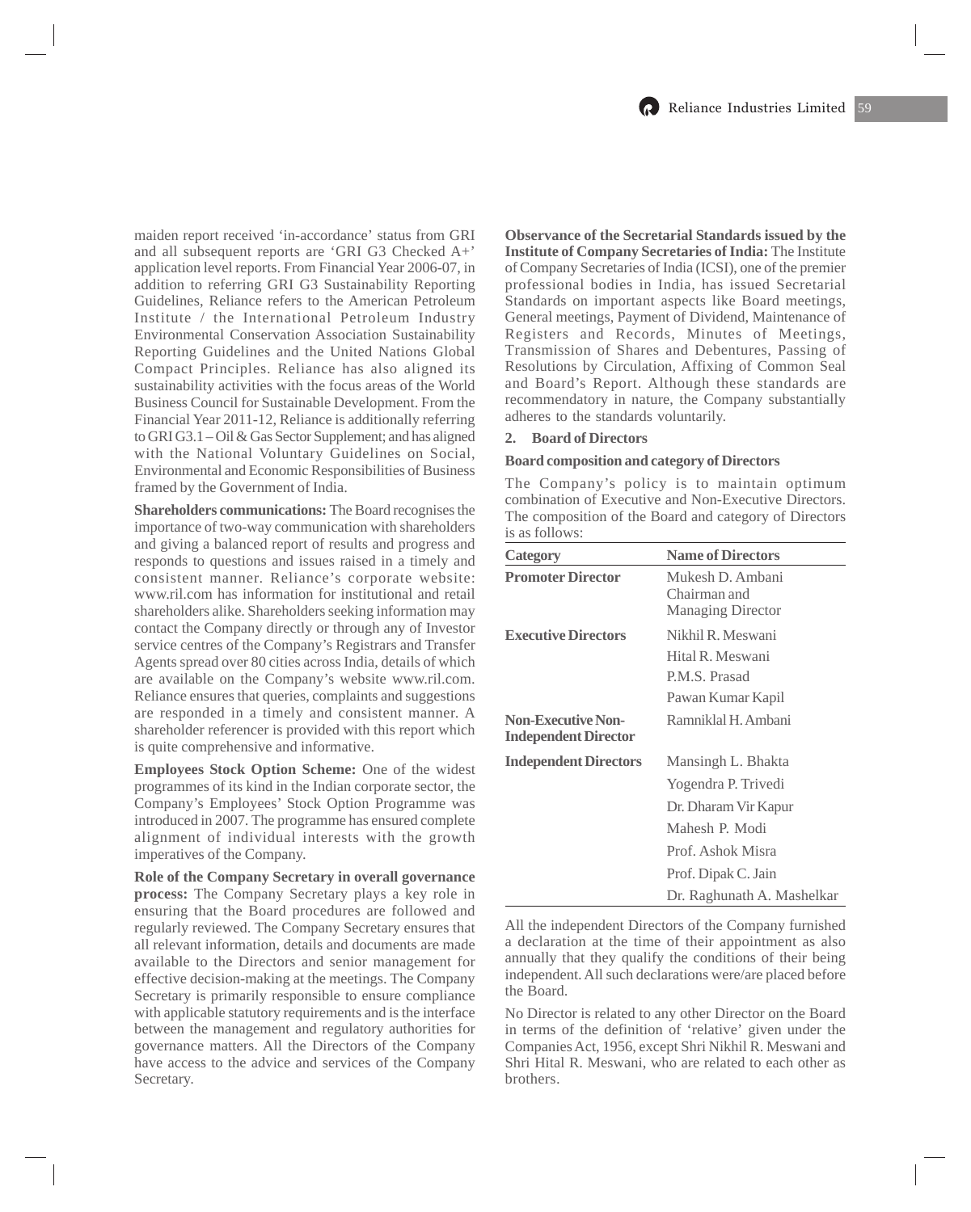maiden report received 'in-accordance' status from GRI and all subsequent reports are 'GRI G3 Checked A+' application level reports. From Financial Year 2006-07, in addition to referring GRI G3 Sustainability Reporting Guidelines, Reliance refers to the American Petroleum Institute / the International Petroleum Industry Environmental Conservation Association Sustainability Reporting Guidelines and the United Nations Global Compact Principles. Reliance has also aligned its sustainability activities with the focus areas of the World Business Council for Sustainable Development. From the Financial Year 2011-12, Reliance is additionally referring to GRI G3.1 – Oil & Gas Sector Supplement; and has aligned with the National Voluntary Guidelines on Social, Environmental and Economic Responsibilities of Business framed by the Government of India.

**Shareholders communications:** The Board recognises the importance of two-way communication with shareholders and giving a balanced report of results and progress and responds to questions and issues raised in a timely and consistent manner. Reliance's corporate website: www.ril.com has information for institutional and retail shareholders alike. Shareholders seeking information may contact the Company directly or through any of Investor service centres of the Company's Registrars and Transfer Agents spread over 80 cities across India, details of which are available on the Company's website www.ril.com. Reliance ensures that queries, complaints and suggestions are responded in a timely and consistent manner. A shareholder referencer is provided with this report which is quite comprehensive and informative.

**Employees Stock Option Scheme:** One of the widest programmes of its kind in the Indian corporate sector, the Company's Employees' Stock Option Programme was introduced in 2007. The programme has ensured complete alignment of individual interests with the growth imperatives of the Company.

**Role of the Company Secretary in overall governance process:** The Company Secretary plays a key role in ensuring that the Board procedures are followed and regularly reviewed. The Company Secretary ensures that all relevant information, details and documents are made available to the Directors and senior management for effective decision-making at the meetings. The Company Secretary is primarily responsible to ensure compliance with applicable statutory requirements and is the interface between the management and regulatory authorities for governance matters. All the Directors of the Company have access to the advice and services of the Company Secretary.

**Observance of the Secretarial Standards issued by the Institute of Company Secretaries of India:** The Institute of Company Secretaries of India (ICSI), one of the premier professional bodies in India, has issued Secretarial Standards on important aspects like Board meetings, General meetings, Payment of Dividend, Maintenance of Registers and Records, Minutes of Meetings, Transmission of Shares and Debentures, Passing of Resolutions by Circulation, Affixing of Common Seal and Board's Report. Although these standards are recommendatory in nature, the Company substantially adheres to the standards voluntarily.

## 2. Board of Directors

**Board composition and category of Directors**

The Company's policy is to maintain optimum combination of Executive and Non-Executive Directors. The composition of the Board and category of Directors is as follows:

| Category | Name of Directors |
|---|---|
| **Promoter Director** | Mukesh D. Ambani Chairman and Managing Director |
| **Executive Directors** | Nikhil R. Meswani |
| | Hital R. Meswani |
| | P.M.S. Prasad |
| | Pawan Kumar Kapil |
| **Non-Executive Non-Independent Director** | Ramniklal H. Ambani |
| **Independent Directors** | Mansingh L. Bhakta |
| | Yogendra P. Trivedi |
| | Dr. Dharam Vir Kapur |
| | Mahesh P. Modi |
| | Prof. Ashok Misra |
| | Prof. Dipak C. Jain |
| | Dr. Raghunath A. Mashelkar |

All the independent Directors of the Company furnished a declaration at the time of their appointment as also annually that they qualify the conditions of their being independent. All such declarations were/are placed before the Board.

No Director is related to any other Director on the Board in terms of the definition of 'relative' given under the Companies Act, 1956, except Shri Nikhil R. Meswani and Shri Hital R. Meswani, who are related to each other as brothers.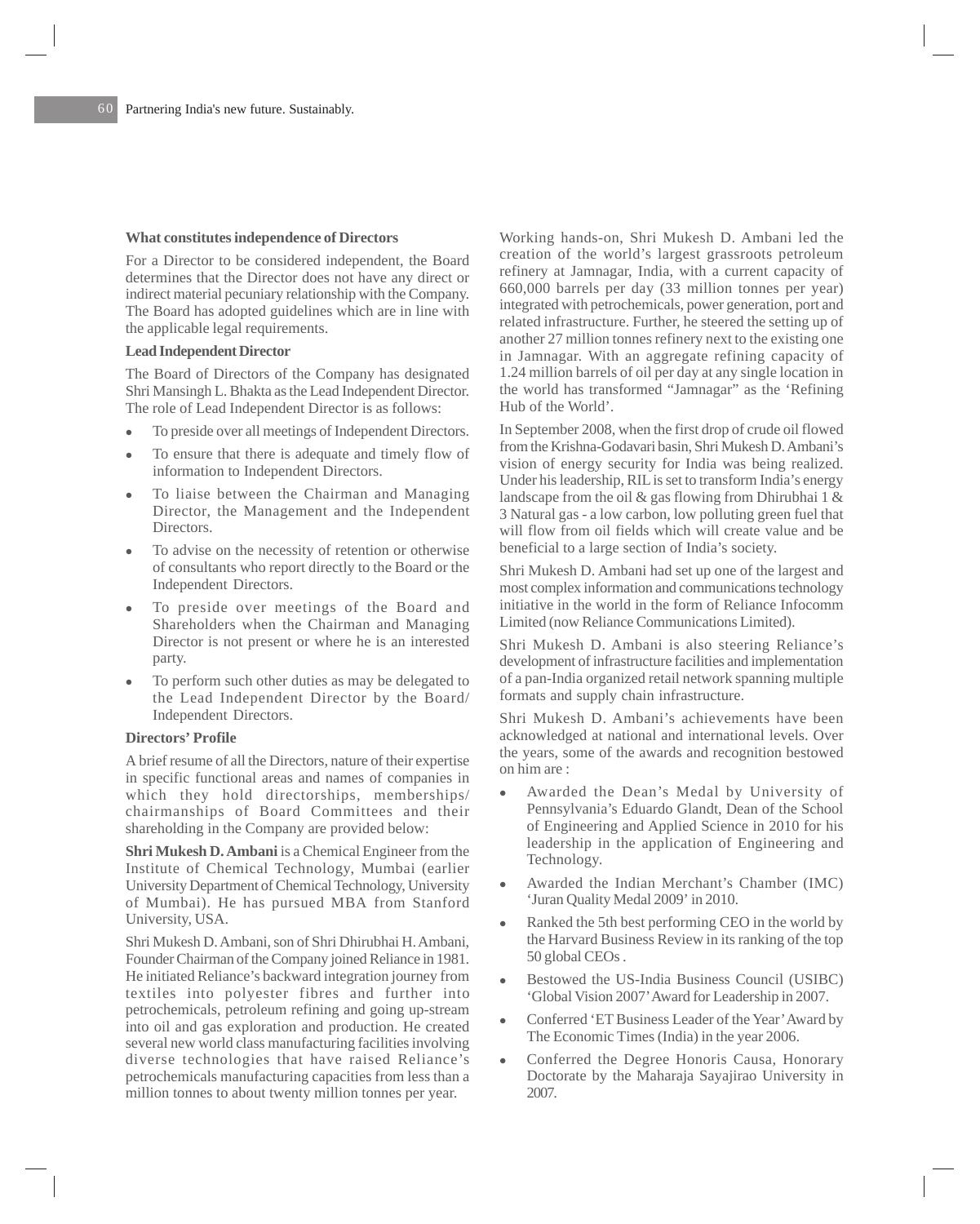### What constitutes independence of Directors

For a Director to be considered independent, the Board determines that the Director does not have any direct or indirect material pecuniary relationship with the Company. The Board has adopted guidelines which are in line with the applicable legal requirements.

### Lead Independent Director

The Board of Directors of the Company has designated Shri Mansingh L. Bhakta as the Lead Independent Director. The role of Lead Independent Director is as follows:

- To preside over all meetings of Independent Directors.
- To ensure that there is adequate and timely flow of information to Independent Directors.
- To liaise between the Chairman and Managing Director, the Management and the Independent Directors.
- To advise on the necessity of retention or otherwise of consultants who report directly to the Board or the Independent Directors.
- To preside over meetings of the Board and Shareholders when the Chairman and Managing Director is not present or where he is an interested party.
- To perform such other duties as may be delegated to the Lead Independent Director by the Board/ Independent Directors.

### Directors' Profile

A brief resume of all the Directors, nature of their expertise in specific functional areas and names of companies in which they hold directorships, memberships/ chairmanships of Board Committees and their shareholding in the Company are provided below:

**Shri Mukesh D. Ambani** is a Chemical Engineer from the Institute of Chemical Technology, Mumbai (earlier University Department of Chemical Technology, University of Mumbai). He has pursued MBA from Stanford University, USA.

Shri Mukesh D. Ambani, son of Shri Dhirubhai H. Ambani, Founder Chairman of the Company joined Reliance in 1981. He initiated Reliance's backward integration journey from textiles into polyester fibres and further into petrochemicals, petroleum refining and going up-stream into oil and gas exploration and production. He created several new world class manufacturing facilities involving diverse technologies that have raised Reliance's petrochemicals manufacturing capacities from less than a million tonnes to about twenty million tonnes per year.

Working hands-on, Shri Mukesh D. Ambani led the creation of the world's largest grassroots petroleum refinery at Jamnagar, India, with a current capacity of 660,000 barrels per day (33 million tonnes per year) integrated with petrochemicals, power generation, port and related infrastructure. Further, he steered the setting up of another 27 million tonnes refinery next to the existing one in Jamnagar. With an aggregate refining capacity of 1.24 million barrels of oil per day at any single location in the world has transformed "Jamnagar" as the 'Refining Hub of the World'.

In September 2008, when the first drop of crude oil flowed from the Krishna-Godavari basin, Shri Mukesh D. Ambani's vision of energy security for India was being realized. Under his leadership, RIL is set to transform India's energy landscape from the oil & gas flowing from Dhirubhai 1 & 3 Natural gas - a low carbon, low polluting green fuel that will flow from oil fields which will create value and be beneficial to a large section of India's society.

Shri Mukesh D. Ambani had set up one of the largest and most complex information and communications technology initiative in the world in the form of Reliance Infocomm Limited (now Reliance Communications Limited).

Shri Mukesh D. Ambani is also steering Reliance's development of infrastructure facilities and implementation of a pan-India organized retail network spanning multiple formats and supply chain infrastructure.

Shri Mukesh D. Ambani's achievements have been acknowledged at national and international levels. Over the years, some of the awards and recognition bestowed on him are :

- Awarded the Dean's Medal by University of Pennsylvania's Eduardo Glandt, Dean of the School of Engineering and Applied Science in 2010 for his leadership in the application of Engineering and Technology.
- Awarded the Indian Merchant's Chamber (IMC) 'Juran Quality Medal 2009' in 2010.
- Ranked the 5th best performing CEO in the world by the Harvard Business Review in its ranking of the top 50 global CEOs .
- Bestowed the US-India Business Council (USIBC) 'Global Vision 2007' Award for Leadership in 2007.
- Conferred 'ET Business Leader of the Year' Award by The Economic Times (India) in the year 2006.
- Conferred the Degree Honoris Causa, Honorary Doctorate by the Maharaja Sayajirao University in 2007.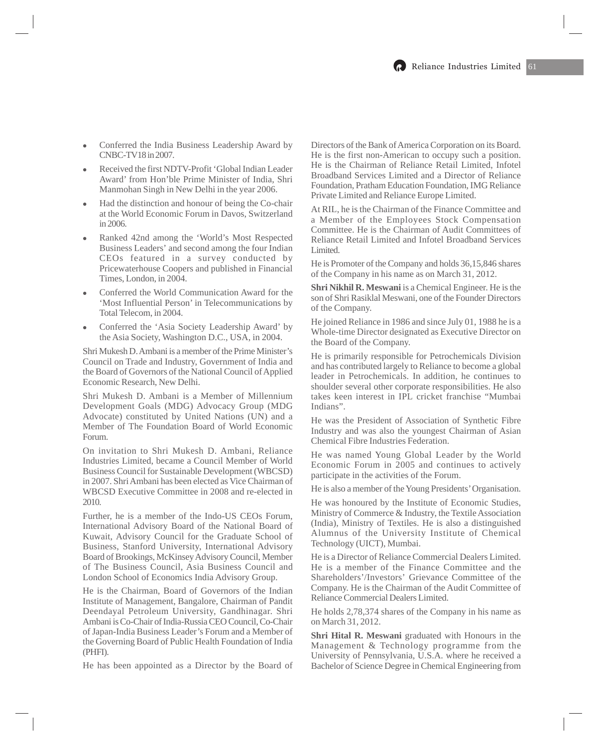- Conferred the India Business Leadership Award by CNBC-TV18 in 2007.
- Received the first NDTV-Profit 'Global Indian Leader Award' from Hon'ble Prime Minister of India, Shri Manmohan Singh in New Delhi in the year 2006.
- Had the distinction and honour of being the Co-chair at the World Economic Forum in Davos, Switzerland in 2006.
- Ranked 42nd among the 'World's Most Respected Business Leaders' and second among the four Indian CEOs featured in a survey conducted by Pricewaterhouse Coopers and published in Financial Times, London, in 2004.
- Conferred the World Communication Award for the 'Most Influential Person' in Telecommunications by Total Telecom, in 2004.
- Conferred the 'Asia Society Leadership Award' by the Asia Society, Washington D.C., USA, in 2004.

Shri Mukesh D. Ambani is a member of the Prime Minister's Council on Trade and Industry, Government of India and the Board of Governors of the National Council of Applied Economic Research, New Delhi.

Shri Mukesh D. Ambani is a Member of Millennium Development Goals (MDG) Advocacy Group (MDG Advocate) constituted by United Nations (UN) and a Member of The Foundation Board of World Economic Forum.

On invitation to Shri Mukesh D. Ambani, Reliance Industries Limited, became a Council Member of World Business Council for Sustainable Development (WBCSD) in 2007. Shri Ambani has been elected as Vice Chairman of WBCSD Executive Committee in 2008 and re-elected in 2010.

Further, he is a member of the Indo-US CEOs Forum, International Advisory Board of the National Board of Kuwait, Advisory Council for the Graduate School of Business, Stanford University, International Advisory Board of Brookings, McKinsey Advisory Council, Member of The Business Council, Asia Business Council and London School of Economics India Advisory Group.

He is the Chairman, Board of Governors of the Indian Institute of Management, Bangalore, Chairman of Pandit Deendayal Petroleum University, Gandhinagar. Shri Ambani is Co-Chair of India-Russia CEO Council, Co-Chair of Japan-India Business Leader's Forum and a Member of the Governing Board of Public Health Foundation of India (PHFI).

He has been appointed as a Director by the Board of Directors of the Bank of America Corporation on its Board. He is the first non-American to occupy such a position. He is the Chairman of Reliance Retail Limited, Infotel Broadband Services Limited and a Director of Reliance Foundation, Pratham Education Foundation, IMG Reliance Private Limited and Reliance Europe Limited.

At RIL, he is the Chairman of the Finance Committee and a Member of the Employees Stock Compensation Committee. He is the Chairman of Audit Committees of Reliance Retail Limited and Infotel Broadband Services Limited.

He is Promoter of the Company and holds 36,15,846 shares of the Company in his name as on March 31, 2012.

**Shri Nikhil R. Meswani** is a Chemical Engineer. He is the son of Shri Rasiklal Meswani, one of the Founder Directors of the Company.

He joined Reliance in 1986 and since July 01, 1988 he is a Whole-time Director designated as Executive Director on the Board of the Company.

He is primarily responsible for Petrochemicals Division and has contributed largely to Reliance to become a global leader in Petrochemicals. In addition, he continues to shoulder several other corporate responsibilities. He also takes keen interest in IPL cricket franchise "Mumbai Indians".

He was the President of Association of Synthetic Fibre Industry and was also the youngest Chairman of Asian Chemical Fibre Industries Federation.

He was named Young Global Leader by the World Economic Forum in 2005 and continues to actively participate in the activities of the Forum.

He is also a member of the Young Presidents' Organisation.

He was honoured by the Institute of Economic Studies, Ministry of Commerce & Industry, the Textile Association (India), Ministry of Textiles. He is also a distinguished Alumnus of the University Institute of Chemical Technology (UICT), Mumbai.

He is a Director of Reliance Commercial Dealers Limited. He is a member of the Finance Committee and the Shareholders'/Investors' Grievance Committee of the Company. He is the Chairman of the Audit Committee of Reliance Commercial Dealers Limited.

He holds 2,78,374 shares of the Company in his name as on March 31, 2012.

**Shri Hital R. Meswani** graduated with Honours in the Management & Technology programme from the University of Pennsylvania, U.S.A. where he received a Bachelor of Science Degree in Chemical Engineering from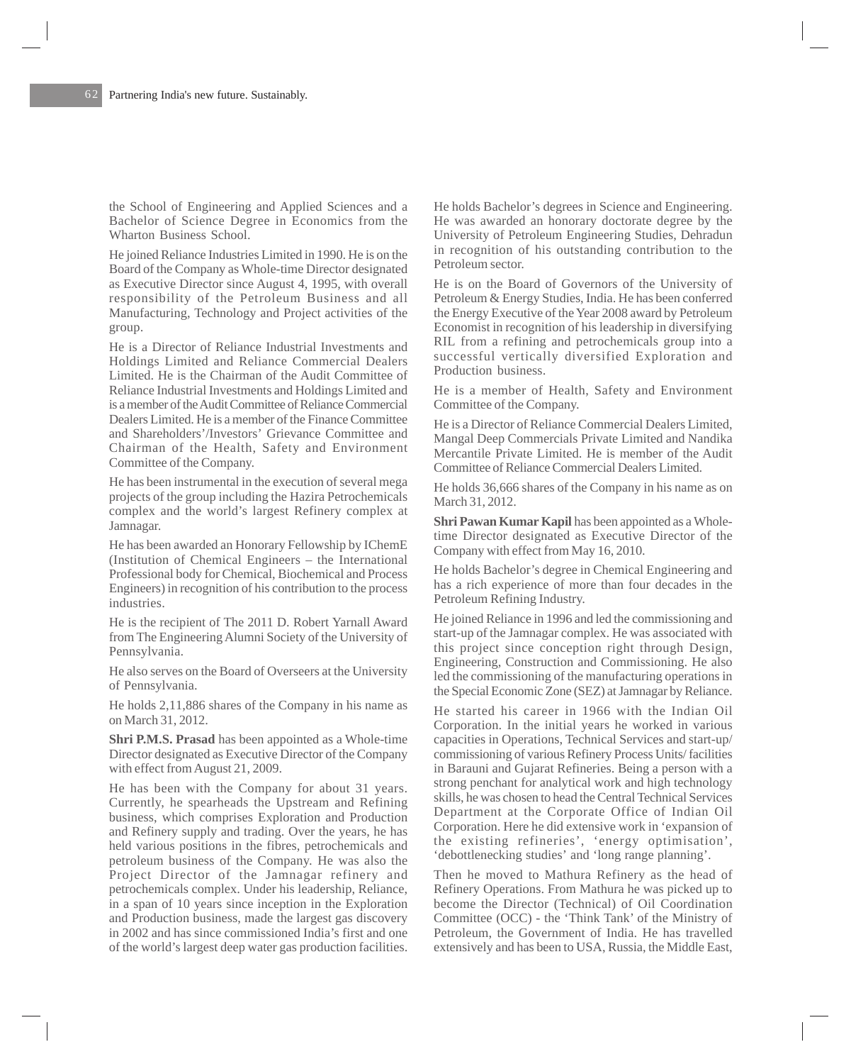the School of Engineering and Applied Sciences and a Bachelor of Science Degree in Economics from the Wharton Business School.

He joined Reliance Industries Limited in 1990. He is on the Board of the Company as Whole-time Director designated as Executive Director since August 4, 1995, with overall responsibility of the Petroleum Business and all Manufacturing, Technology and Project activities of the group.

He is a Director of Reliance Industrial Investments and Holdings Limited and Reliance Commercial Dealers Limited. He is the Chairman of the Audit Committee of Reliance Industrial Investments and Holdings Limited and is a member of the Audit Committee of Reliance Commercial Dealers Limited. He is a member of the Finance Committee and Shareholders'/Investors' Grievance Committee and Chairman of the Health, Safety and Environment Committee of the Company.

He has been instrumental in the execution of several mega projects of the group including the Hazira Petrochemicals complex and the world's largest Refinery complex at Jamnagar.

He has been awarded an Honorary Fellowship by IChemE (Institution of Chemical Engineers – the International Professional body for Chemical, Biochemical and Process Engineers) in recognition of his contribution to the process industries.

He is the recipient of The 2011 D. Robert Yarnall Award from The Engineering Alumni Society of the University of Pennsylvania.

He also serves on the Board of Overseers at the University of Pennsylvania.

He holds 2,11,886 shares of the Company in his name as on March 31, 2012.

**Shri P.M.S. Prasad** has been appointed as a Whole-time Director designated as Executive Director of the Company with effect from August 21, 2009.

He has been with the Company for about 31 years. Currently, he spearheads the Upstream and Refining business, which comprises Exploration and Production and Refinery supply and trading. Over the years, he has held various positions in the fibres, petrochemicals and petroleum business of the Company. He was also the Project Director of the Jamnagar refinery and petrochemicals complex. Under his leadership, Reliance, in a span of 10 years since inception in the Exploration and Production business, made the largest gas discovery in 2002 and has since commissioned India's first and one of the world's largest deep water gas production facilities.

He holds Bachelor's degrees in Science and Engineering. He was awarded an honorary doctorate degree by the University of Petroleum Engineering Studies, Dehradun in recognition of his outstanding contribution to the Petroleum sector.

He is on the Board of Governors of the University of Petroleum & Energy Studies, India. He has been conferred the Energy Executive of the Year 2008 award by Petroleum Economist in recognition of his leadership in diversifying RIL from a refining and petrochemicals group into a successful vertically diversified Exploration and Production business.

He is a member of Health, Safety and Environment Committee of the Company.

He is a Director of Reliance Commercial Dealers Limited, Mangal Deep Commercials Private Limited and Nandika Mercantile Private Limited. He is member of the Audit Committee of Reliance Commercial Dealers Limited.

He holds 36,666 shares of the Company in his name as on March 31, 2012.

**Shri Pawan Kumar Kapil** has been appointed as a Whole-time Director designated as Executive Director of the Company with effect from May 16, 2010.

He holds Bachelor's degree in Chemical Engineering and has a rich experience of more than four decades in the Petroleum Refining Industry.

He joined Reliance in 1996 and led the commissioning and start-up of the Jamnagar complex. He was associated with this project since conception right through Design, Engineering, Construction and Commissioning. He also led the commissioning of the manufacturing operations in the Special Economic Zone (SEZ) at Jamnagar by Reliance.

He started his career in 1966 with the Indian Oil Corporation. In the initial years he worked in various capacities in Operations, Technical Services and start-up/ commissioning of various Refinery Process Units/ facilities in Barauni and Gujarat Refineries. Being a person with a strong penchant for analytical work and high technology skills, he was chosen to head the Central Technical Services Department at the Corporate Office of Indian Oil Corporation. Here he did extensive work in 'expansion of the existing refineries', 'energy optimisation', 'debottlenecking studies' and 'long range planning'.

Then he moved to Mathura Refinery as the head of Refinery Operations. From Mathura he was picked up to become the Director (Technical) of Oil Coordination Committee (OCC) - the 'Think Tank' of the Ministry of Petroleum, the Government of India. He has travelled extensively and has been to USA, Russia, the Middle East,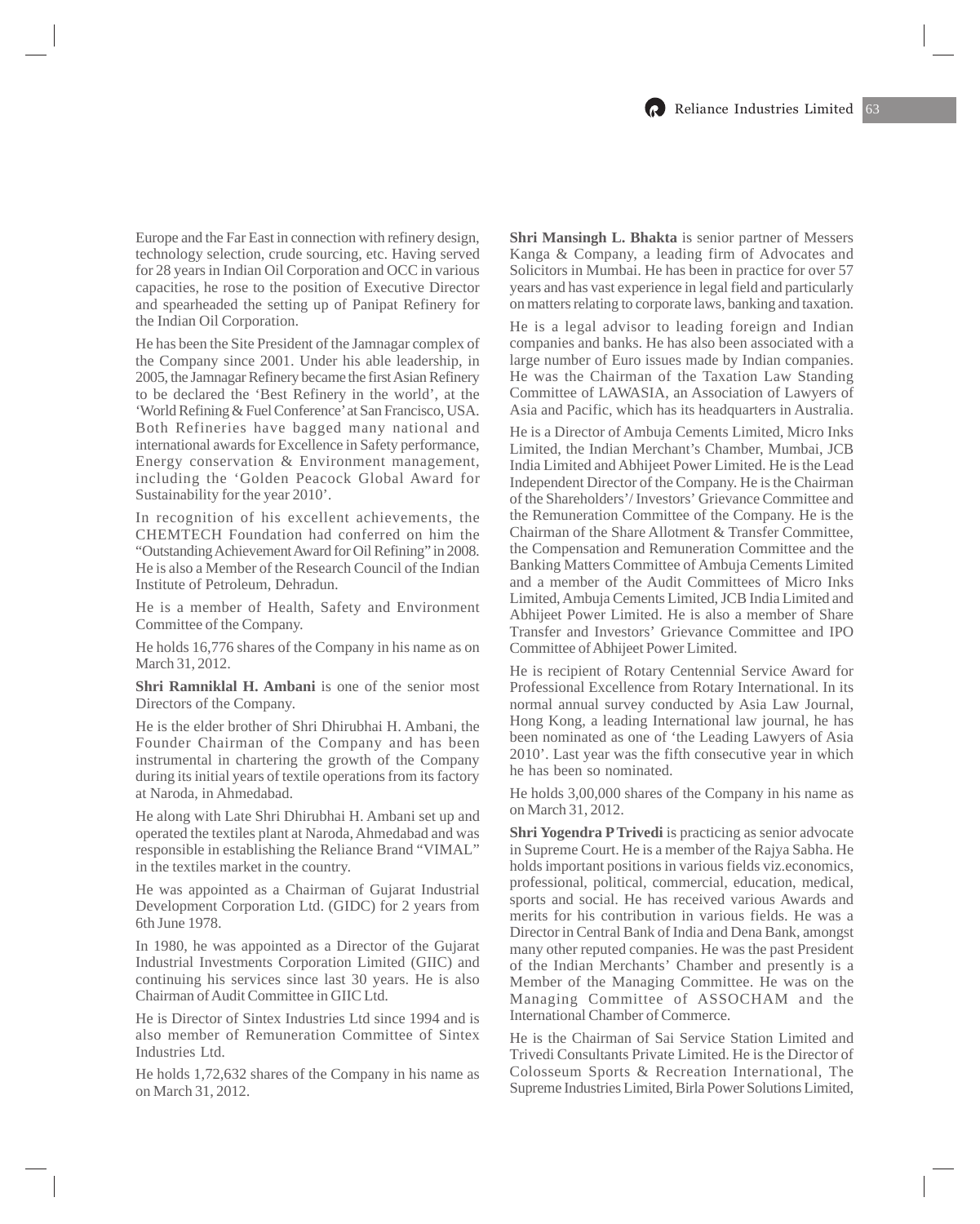Europe and the Far East in connection with refinery design, technology selection, crude sourcing, etc. Having served for 28 years in Indian Oil Corporation and OCC in various capacities, he rose to the position of Executive Director and spearheaded the setting up of Panipat Refinery for the Indian Oil Corporation.

He has been the Site President of the Jamnagar complex of the Company since 2001. Under his able leadership, in 2005, the Jamnagar Refinery became the first Asian Refinery to be declared the 'Best Refinery in the world', at the 'World Refining & Fuel Conference' at San Francisco, USA. Both Refineries have bagged many national and international awards for Excellence in Safety performance, Energy conservation & Environment management, including the 'Golden Peacock Global Award for Sustainability for the year 2010'.

In recognition of his excellent achievements, the CHEMTECH Foundation had conferred on him the "Outstanding Achievement Award for Oil Refining" in 2008. He is also a Member of the Research Council of the Indian Institute of Petroleum, Dehradun.

He is a member of Health, Safety and Environment Committee of the Company.

He holds 16,776 shares of the Company in his name as on March 31, 2012.

**Shri Ramniklal H. Ambani** is one of the senior most Directors of the Company.

He is the elder brother of Shri Dhirubhai H. Ambani, the Founder Chairman of the Company and has been instrumental in chartering the growth of the Company during its initial years of textile operations from its factory at Naroda, in Ahmedabad.

He along with Late Shri Dhirubhai H. Ambani set up and operated the textiles plant at Naroda, Ahmedabad and was responsible in establishing the Reliance Brand "VIMAL" in the textiles market in the country.

He was appointed as a Chairman of Gujarat Industrial Development Corporation Ltd. (GIDC) for 2 years from 6th June 1978.

In 1980, he was appointed as a Director of the Gujarat Industrial Investments Corporation Limited (GIIC) and continuing his services since last 30 years. He is also Chairman of Audit Committee in GIIC Ltd.

He is Director of Sintex Industries Ltd since 1994 and is also member of Remuneration Committee of Sintex Industries Ltd.

He holds 1,72,632 shares of the Company in his name as on March 31, 2012.

**Shri Mansingh L. Bhakta** is senior partner of Messers Kanga & Company, a leading firm of Advocates and Solicitors in Mumbai. He has been in practice for over 57 years and has vast experience in legal field and particularly on matters relating to corporate laws, banking and taxation.

He is a legal advisor to leading foreign and Indian companies and banks. He has also been associated with a large number of Euro issues made by Indian companies. He was the Chairman of the Taxation Law Standing Committee of LAWASIA, an Association of Lawyers of Asia and Pacific, which has its headquarters in Australia.

He is a Director of Ambuja Cements Limited, Micro Inks Limited, the Indian Merchant's Chamber, Mumbai, JCB India Limited and Abhijeet Power Limited. He is the Lead Independent Director of the Company. He is the Chairman of the Shareholders'/ Investors' Grievance Committee and the Remuneration Committee of the Company. He is the Chairman of the Share Allotment & Transfer Committee, the Compensation and Remuneration Committee and the Banking Matters Committee of Ambuja Cements Limited and a member of the Audit Committees of Micro Inks Limited, Ambuja Cements Limited, JCB India Limited and Abhijeet Power Limited. He is also a member of Share Transfer and Investors' Grievance Committee and IPO Committee of Abhijeet Power Limited.

He is recipient of Rotary Centennial Service Award for Professional Excellence from Rotary International. In its normal annual survey conducted by Asia Law Journal, Hong Kong, a leading International law journal, he has been nominated as one of 'the Leading Lawyers of Asia 2010'. Last year was the fifth consecutive year in which he has been so nominated.

He holds 3,00,000 shares of the Company in his name as on March 31, 2012.

**Shri Yogendra P Trivedi** is practicing as senior advocate in Supreme Court. He is a member of the Rajya Sabha. He holds important positions in various fields viz.economics, professional, political, commercial, education, medical, sports and social. He has received various Awards and merits for his contribution in various fields. He was a Director in Central Bank of India and Dena Bank, amongst many other reputed companies. He was the past President of the Indian Merchants' Chamber and presently is a Member of the Managing Committee. He was on the Managing Committee of ASSOCHAM and the International Chamber of Commerce.

He is the Chairman of Sai Service Station Limited and Trivedi Consultants Private Limited. He is the Director of Colosseum Sports & Recreation International, The Supreme Industries Limited, Birla Power Solutions Limited,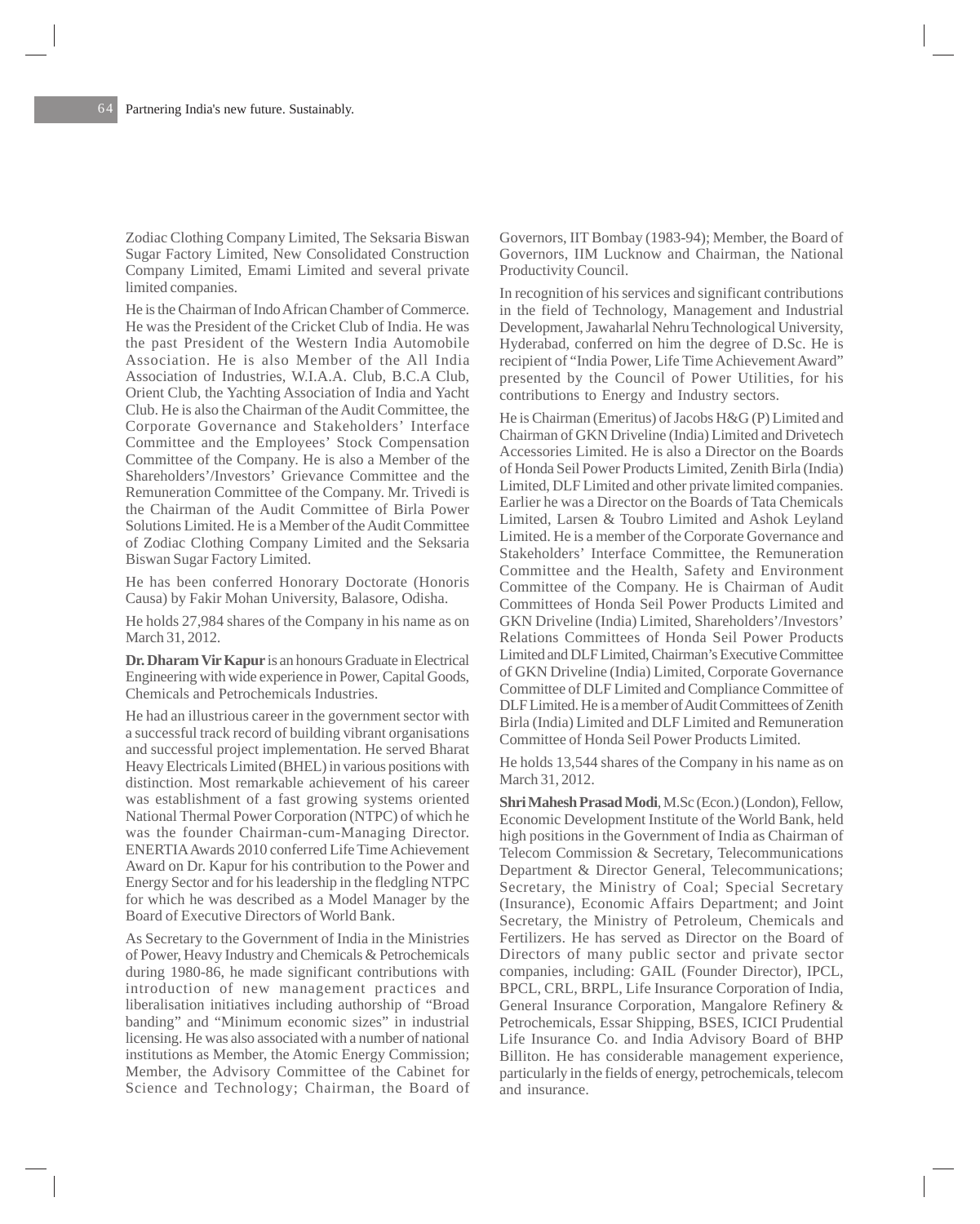Zodiac Clothing Company Limited, The Seksaria Biswan Sugar Factory Limited, New Consolidated Construction Company Limited, Emami Limited and several private limited companies.

He is the Chairman of Indo African Chamber of Commerce. He was the President of the Cricket Club of India. He was the past President of the Western India Automobile Association. He is also Member of the All India Association of Industries, W.I.A.A. Club, B.C.A Club, Orient Club, the Yachting Association of India and Yacht Club. He is also the Chairman of the Audit Committee, the Corporate Governance and Stakeholders' Interface Committee and the Employees' Stock Compensation Committee of the Company. He is also a Member of the Shareholders'/Investors' Grievance Committee and the Remuneration Committee of the Company. Mr. Trivedi is the Chairman of the Audit Committee of Birla Power Solutions Limited. He is a Member of the Audit Committee of Zodiac Clothing Company Limited and the Seksaria Biswan Sugar Factory Limited.

He has been conferred Honorary Doctorate (Honoris Causa) by Fakir Mohan University, Balasore, Odisha.

He holds 27,984 shares of the Company in his name as on March 31, 2012.

**Dr. Dharam Vir Kapur** is an honours Graduate in Electrical Engineering with wide experience in Power, Capital Goods, Chemicals and Petrochemicals Industries.

He had an illustrious career in the government sector with a successful track record of building vibrant organisations and successful project implementation. He served Bharat Heavy Electricals Limited (BHEL) in various positions with distinction. Most remarkable achievement of his career was establishment of a fast growing systems oriented National Thermal Power Corporation (NTPC) of which he was the founder Chairman-cum-Managing Director. ENERTIA Awards 2010 conferred Life Time Achievement Award on Dr. Kapur for his contribution to the Power and Energy Sector and for his leadership in the fledgling NTPC for which he was described as a Model Manager by the Board of Executive Directors of World Bank.

As Secretary to the Government of India in the Ministries of Power, Heavy Industry and Chemicals & Petrochemicals during 1980-86, he made significant contributions with introduction of new management practices and liberalisation initiatives including authorship of "Broad banding" and "Minimum economic sizes" in industrial licensing. He was also associated with a number of national institutions as Member, the Atomic Energy Commission; Member, the Advisory Committee of the Cabinet for Science and Technology; Chairman, the Board of Governors, IIT Bombay (1983-94); Member, the Board of Governors, IIM Lucknow and Chairman, the National Productivity Council.

In recognition of his services and significant contributions in the field of Technology, Management and Industrial Development, Jawaharlal Nehru Technological University, Hyderabad, conferred on him the degree of D.Sc. He is recipient of "India Power, Life Time Achievement Award" presented by the Council of Power Utilities, for his contributions to Energy and Industry sectors.

He is Chairman (Emeritus) of Jacobs H&G (P) Limited and Chairman of GKN Driveline (India) Limited and Drivetech Accessories Limited. He is also a Director on the Boards of Honda Seil Power Products Limited, Zenith Birla (India) Limited, DLF Limited and other private limited companies. Earlier he was a Director on the Boards of Tata Chemicals Limited, Larsen & Toubro Limited and Ashok Leyland Limited. He is a member of the Corporate Governance and Stakeholders' Interface Committee, the Remuneration Committee and the Health, Safety and Environment Committee of the Company. He is Chairman of Audit Committees of Honda Seil Power Products Limited and GKN Driveline (India) Limited, Shareholders'/Investors' Relations Committees of Honda Seil Power Products Limited and DLF Limited, Chairman's Executive Committee of GKN Driveline (India) Limited, Corporate Governance Committee of DLF Limited and Compliance Committee of DLF Limited. He is a member of Audit Committees of Zenith Birla (India) Limited and DLF Limited and Remuneration Committee of Honda Seil Power Products Limited.

He holds 13,544 shares of the Company in his name as on March 31, 2012.

**Shri Mahesh Prasad Modi**, M.Sc (Econ.) (London), Fellow, Economic Development Institute of the World Bank, held high positions in the Government of India as Chairman of Telecom Commission & Secretary, Telecommunications Department & Director General, Telecommunications; Secretary, the Ministry of Coal; Special Secretary (Insurance), Economic Affairs Department; and Joint Secretary, the Ministry of Petroleum, Chemicals and Fertilizers. He has served as Director on the Board of Directors of many public sector and private sector companies, including: GAIL (Founder Director), IPCL, BPCL, CRL, BRPL, Life Insurance Corporation of India, General Insurance Corporation, Mangalore Refinery & Petrochemicals, Essar Shipping, BSES, ICICI Prudential Life Insurance Co. and India Advisory Board of BHP Billiton. He has considerable management experience, particularly in the fields of energy, petrochemicals, telecom and insurance.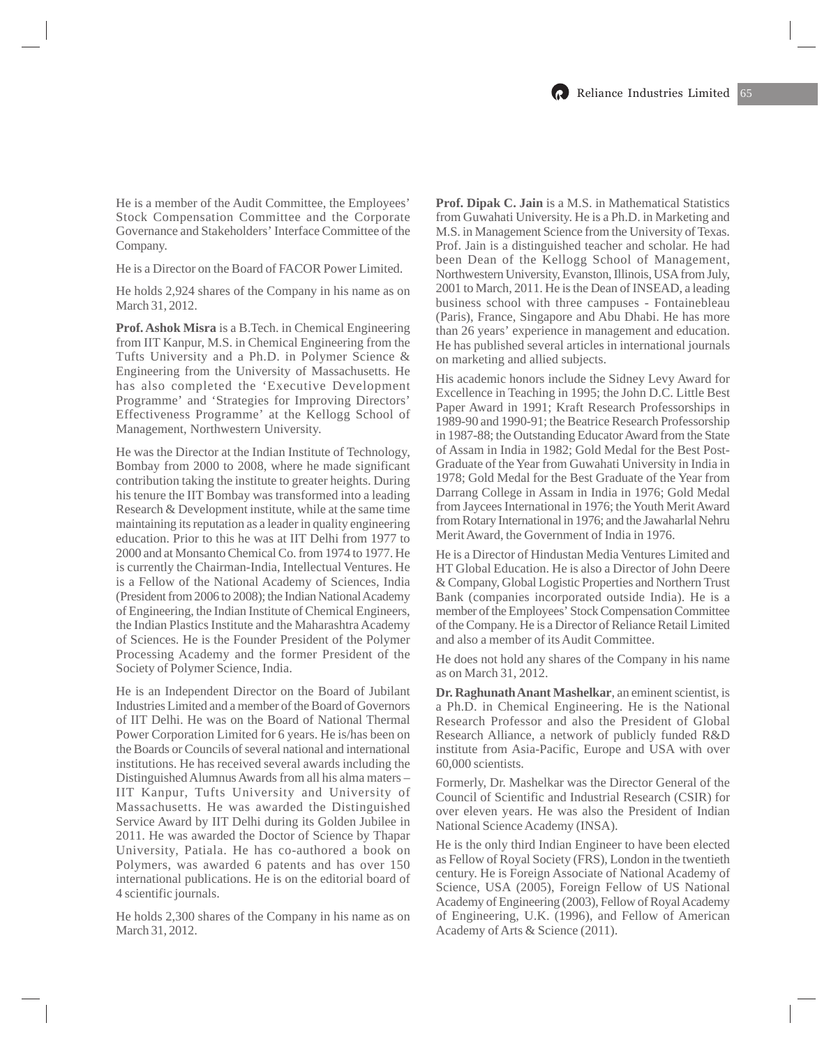He is a member of the Audit Committee, the Employees' Stock Compensation Committee and the Corporate Governance and Stakeholders' Interface Committee of the Company.

He is a Director on the Board of FACOR Power Limited.

He holds 2,924 shares of the Company in his name as on March 31, 2012.

**Prof. Ashok Misra** is a B.Tech. in Chemical Engineering from IIT Kanpur, M.S. in Chemical Engineering from the Tufts University and a Ph.D. in Polymer Science & Engineering from the University of Massachusetts. He has also completed the 'Executive Development Programme' and 'Strategies for Improving Directors' Effectiveness Programme' at the Kellogg School of Management, Northwestern University.

He was the Director at the Indian Institute of Technology, Bombay from 2000 to 2008, where he made significant contribution taking the institute to greater heights. During his tenure the IIT Bombay was transformed into a leading Research & Development institute, while at the same time maintaining its reputation as a leader in quality engineering education. Prior to this he was at IIT Delhi from 1977 to 2000 and at Monsanto Chemical Co. from 1974 to 1977. He is currently the Chairman-India, Intellectual Ventures. He is a Fellow of the National Academy of Sciences, India (President from 2006 to 2008); the Indian National Academy of Engineering, the Indian Institute of Chemical Engineers, the Indian Plastics Institute and the Maharashtra Academy of Sciences. He is the Founder President of the Polymer Processing Academy and the former President of the Society of Polymer Science, India.

He is an Independent Director on the Board of Jubilant Industries Limited and a member of the Board of Governors of IIT Delhi. He was on the Board of National Thermal Power Corporation Limited for 6 years. He is/has been on the Boards or Councils of several national and international institutions. He has received several awards including the Distinguished Alumnus Awards from all his alma maters – IIT Kanpur, Tufts University and University of Massachusetts. He was awarded the Distinguished Service Award by IIT Delhi during its Golden Jubilee in 2011. He was awarded the Doctor of Science by Thapar University, Patiala. He has co-authored a book on Polymers, was awarded 6 patents and has over 150 international publications. He is on the editorial board of 4 scientific journals.

He holds 2,300 shares of the Company in his name as on March 31, 2012.

**Prof. Dipak C. Jain** is a M.S. in Mathematical Statistics from Guwahati University. He is a Ph.D. in Marketing and M.S. in Management Science from the University of Texas. Prof. Jain is a distinguished teacher and scholar. He had been Dean of the Kellogg School of Management, Northwestern University, Evanston, Illinois, USA from July, 2001 to March, 2011. He is the Dean of INSEAD, a leading business school with three campuses - Fontainebleau (Paris), France, Singapore and Abu Dhabi. He has more than 26 years' experience in management and education. He has published several articles in international journals on marketing and allied subjects.

His academic honors include the Sidney Levy Award for Excellence in Teaching in 1995; the John D.C. Little Best Paper Award in 1991; Kraft Research Professorships in 1989-90 and 1990-91; the Beatrice Research Professorship in 1987-88; the Outstanding Educator Award from the State of Assam in India in 1982; Gold Medal for the Best Post-Graduate of the Year from Guwahati University in India in 1978; Gold Medal for the Best Graduate of the Year from Darrang College in Assam in India in 1976; Gold Medal from Jaycees International in 1976; the Youth Merit Award from Rotary International in 1976; and the Jawaharlal Nehru Merit Award, the Government of India in 1976.

He is a Director of Hindustan Media Ventures Limited and HT Global Education. He is also a Director of John Deere & Company, Global Logistic Properties and Northern Trust Bank (companies incorporated outside India). He is a member of the Employees' Stock Compensation Committee of the Company. He is a Director of Reliance Retail Limited and also a member of its Audit Committee.

He does not hold any shares of the Company in his name as on March 31, 2012.

**Dr. Raghunath Anant Mashelkar**, an eminent scientist, is a Ph.D. in Chemical Engineering. He is the National Research Professor and also the President of Global Research Alliance, a network of publicly funded R&D institute from Asia-Pacific, Europe and USA with over 60,000 scientists.

Formerly, Dr. Mashelkar was the Director General of the Council of Scientific and Industrial Research (CSIR) for over eleven years. He was also the President of Indian National Science Academy (INSA).

He is the only third Indian Engineer to have been elected as Fellow of Royal Society (FRS), London in the twentieth century. He is Foreign Associate of National Academy of Science, USA (2005), Foreign Fellow of US National Academy of Engineering (2003), Fellow of Royal Academy of Engineering, U.K. (1996), and Fellow of American Academy of Arts & Science (2011).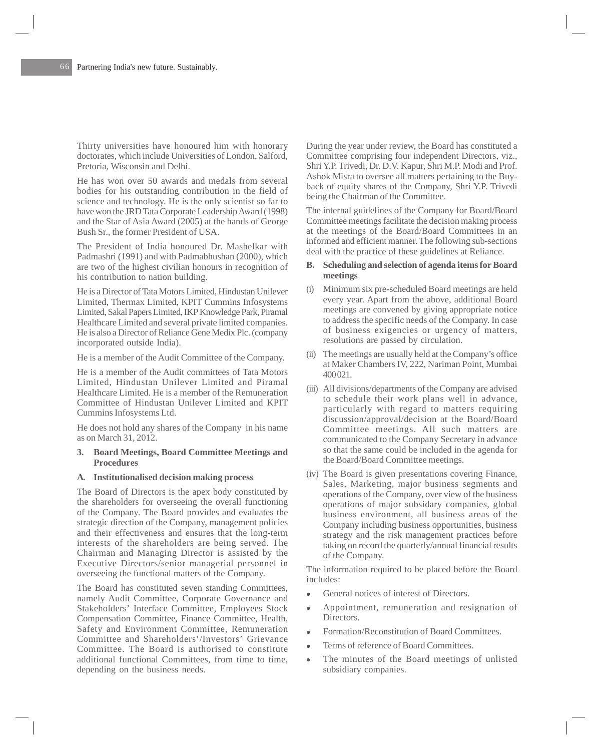Thirty universities have honoured him with honorary doctorates, which include Universities of London, Salford, Pretoria, Wisconsin and Delhi.

He has won over 50 awards and medals from several bodies for his outstanding contribution in the field of science and technology. He is the only scientist so far to have won the JRD Tata Corporate Leadership Award (1998) and the Star of Asia Award (2005) at the hands of George Bush Sr., the former President of USA.

The President of India honoured Dr. Mashelkar with Padmashri (1991) and with Padmabhushan (2000), which are two of the highest civilian honours in recognition of his contribution to nation building.

He is a Director of Tata Motors Limited, Hindustan Unilever Limited, Thermax Limited, KPIT Cummins Infosystems Limited, Sakal Papers Limited, IKP Knowledge Park, Piramal Healthcare Limited and several private limited companies. He is also a Director of Reliance Gene Medix Plc. (company incorporated outside India).

He is a member of the Audit Committee of the Company.

He is a member of the Audit committees of Tata Motors Limited, Hindustan Unilever Limited and Piramal Healthcare Limited. He is a member of the Remuneration Committee of Hindustan Unilever Limited and KPIT Cummins Infosystems Ltd.

He does not hold any shares of the Company in his name as on March 31, 2012.

## 3. Board Meetings, Board Committee Meetings and Procedures

### A. Institutionalised decision making process

The Board of Directors is the apex body constituted by the shareholders for overseeing the overall functioning of the Company. The Board provides and evaluates the strategic direction of the Company, management policies and their effectiveness and ensures that the long-term interests of the shareholders are being served. The Chairman and Managing Director is assisted by the Executive Directors/senior managerial personnel in overseeing the functional matters of the Company.

The Board has constituted seven standing Committees, namely Audit Committee, Corporate Governance and Stakeholders' Interface Committee, Employees Stock Compensation Committee, Finance Committee, Health, Safety and Environment Committee, Remuneration Committee and Shareholders'/Investors' Grievance Committee. The Board is authorised to constitute additional functional Committees, from time to time, depending on the business needs.

During the year under review, the Board has constituted a Committee comprising four independent Directors, viz., Shri Y.P. Trivedi, Dr. D.V. Kapur, Shri M.P. Modi and Prof. Ashok Misra to oversee all matters pertaining to the Buy-back of equity shares of the Company, Shri Y.P. Trivedi being the Chairman of the Committee.

The internal guidelines of the Company for Board/Board Committee meetings facilitate the decision making process at the meetings of the Board/Board Committees in an informed and efficient manner. The following sub-sections deal with the practice of these guidelines at Reliance.

### B. Scheduling and selection of agenda items for Board meetings

(i) Minimum six pre-scheduled Board meetings are held every year. Apart from the above, additional Board meetings are convened by giving appropriate notice to address the specific needs of the Company. In case of business exigencies or urgency of matters, resolutions are passed by circulation.

(ii) The meetings are usually held at the Company's office at Maker Chambers IV, 222, Nariman Point, Mumbai 400 021.

(iii) All divisions/departments of the Company are advised to schedule their work plans well in advance, particularly with regard to matters requiring discussion/approval/decision at the Board/Board Committee meetings. All such matters are communicated to the Company Secretary in advance so that the same could be included in the agenda for the Board/Board Committee meetings.

(iv) The Board is given presentations covering Finance, Sales, Marketing, major business segments and operations of the Company, over view of the business operations of major subsidary companies, global business environment, all business areas of the Company including business opportunities, business strategy and the risk management practices before taking on record the quarterly/annual financial results of the Company.

The information required to be placed before the Board includes:

- General notices of interest of Directors.
- Appointment, remuneration and resignation of Directors.
- Formation/Reconstitution of Board Committees.
- Terms of reference of Board Committees.
- The minutes of the Board meetings of unlisted subsidiary companies.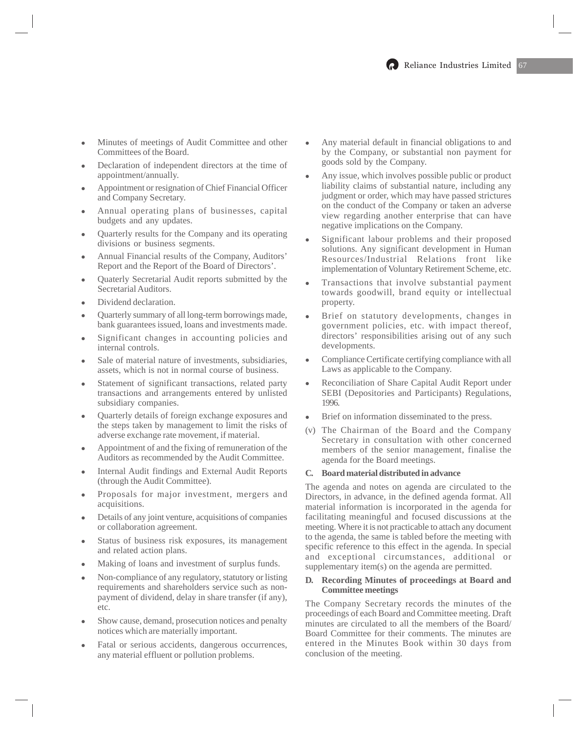- Minutes of meetings of Audit Committee and other Committees of the Board.
- Declaration of independent directors at the time of appointment/annually.
- Appointment or resignation of Chief Financial Officer and Company Secretary.
- Annual operating plans of businesses, capital budgets and any updates.
- Quarterly results for the Company and its operating divisions or business segments.
- Annual Financial results of the Company, Auditors' Report and the Report of the Board of Directors'.
- Quaterly Secretarial Audit reports submitted by the Secretarial Auditors.
- Dividend declaration.
- Quarterly summary of all long-term borrowings made, bank guarantees issued, loans and investments made.
- Significant changes in accounting policies and internal controls.
- Sale of material nature of investments, subsidiaries, assets, which is not in normal course of business.
- Statement of significant transactions, related party transactions and arrangements entered by unlisted subsidiary companies.
- Quarterly details of foreign exchange exposures and the steps taken by management to limit the risks of adverse exchange rate movement, if material.
- Appointment of and the fixing of remuneration of the Auditors as recommended by the Audit Committee.
- Internal Audit findings and External Audit Reports (through the Audit Committee).
- Proposals for major investment, mergers and acquisitions.
- Details of any joint venture, acquisitions of companies or collaboration agreement.
- Status of business risk exposures, its management and related action plans.
- Making of loans and investment of surplus funds.
- Non-compliance of any regulatory, statutory or listing requirements and shareholders service such as non-payment of dividend, delay in share transfer (if any), etc.
- Show cause, demand, prosecution notices and penalty notices which are materially important.
- Fatal or serious accidents, dangerous occurrences, any material effluent or pollution problems.
- Any material default in financial obligations to and by the Company, or substantial non payment for goods sold by the Company.
- Any issue, which involves possible public or product liability claims of substantial nature, including any judgment or order, which may have passed strictures on the conduct of the Company or taken an adverse view regarding another enterprise that can have negative implications on the Company.
- Significant labour problems and their proposed solutions. Any significant development in Human Resources/Industrial Relations front like implementation of Voluntary Retirement Scheme, etc.
- Transactions that involve substantial payment towards goodwill, brand equity or intellectual property.
- Brief on statutory developments, changes in government policies, etc. with impact thereof, directors' responsibilities arising out of any such developments.
- Compliance Certificate certifying compliance with all Laws as applicable to the Company.
- Reconciliation of Share Capital Audit Report under SEBI (Depositories and Participants) Regulations, 1996.
- Brief on information disseminated to the press.

(v) The Chairman of the Board and the Company Secretary in consultation with other concerned members of the senior management, finalise the agenda for the Board meetings.

**C. Board material distributed in advance**

The agenda and notes on agenda are circulated to the Directors, in advance, in the defined agenda format. All material information is incorporated in the agenda for facilitating meaningful and focused discussions at the meeting. Where it is not practicable to attach any document to the agenda, the same is tabled before the meeting with specific reference to this effect in the agenda. In special and exceptional circumstances, additional or supplementary item(s) on the agenda are permitted.

**D. Recording Minutes of proceedings at Board and Committee meetings**

The Company Secretary records the minutes of the proceedings of each Board and Committee meeting. Draft minutes are circulated to all the members of the Board/ Board Committee for their comments. The minutes are entered in the Minutes Book within 30 days from conclusion of the meeting.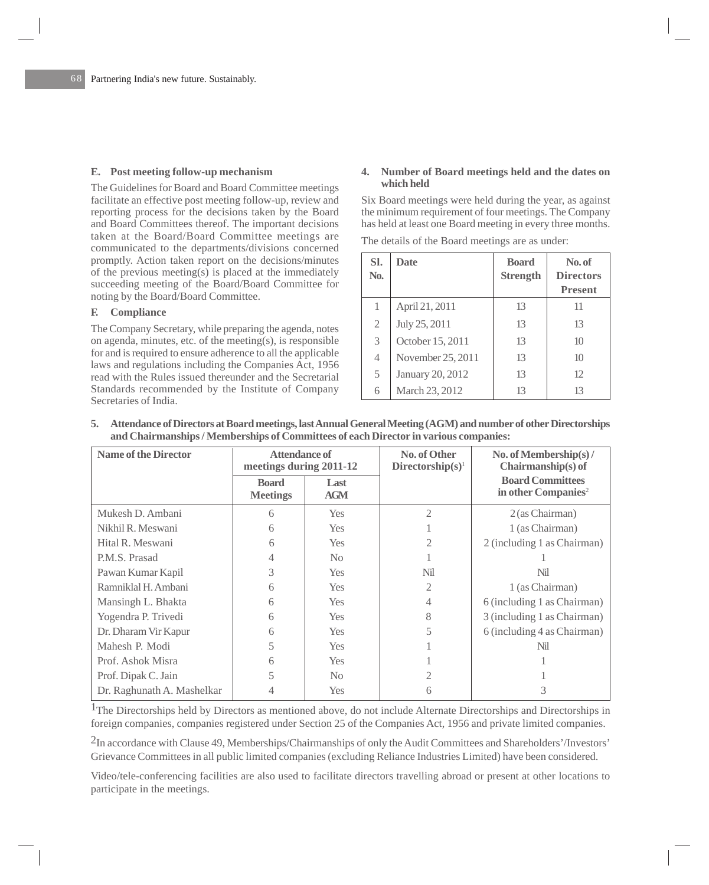### E. Post meeting follow-up mechanism

The Guidelines for Board and Board Committee meetings facilitate an effective post meeting follow-up, review and reporting process for the decisions taken by the Board and Board Committees thereof. The important decisions taken at the Board/Board Committee meetings are communicated to the departments/divisions concerned promptly. Action taken report on the decisions/minutes of the previous meeting(s) is placed at the immediately succeeding meeting of the Board/Board Committee for noting by the Board/Board Committee.

### F. Compliance

The Company Secretary, while preparing the agenda, notes on agenda, minutes, etc. of the meeting(s), is responsible for and is required to ensure adherence to all the applicable laws and regulations including the Companies Act, 1956 read with the Rules issued thereunder and the Secretarial Standards recommended by the Institute of Company Secretaries of India.

### 4. Number of Board meetings held and the dates on which held

Six Board meetings were held during the year, as against the minimum requirement of four meetings. The Company has held at least one Board meeting in every three months.

The details of the Board meetings are as under:

| Sl. No. | Date | Board Strength | No. of Directors Present |
|---|---|---|---|
| 1 | April 21, 2011 | 13 | 11 |
| 2 | July 25, 2011 | 13 | 13 |
| 3 | October 15, 2011 | 13 | 10 |
| 4 | November 25, 2011 | 13 | 10 |
| 5 | January 20, 2012 | 13 | 12 |
| 6 | March 23, 2012 | 13 | 13 |

### 5. Attendance of Directors at Board meetings, last Annual General Meeting (AGM) and number of other Directorships and Chairmanships / Memberships of Committees of each Director in various companies:

| Name of the Director | Attendance of meetings during 2011-12 | | No. of Other Directorship(s)[1] | No. of Membership(s) / Chairmanship(s) of Board Committees in other Companies[2] |
|---|---|---|---|---|
| | Board Meetings | Last AGM | | |
| Mukesh D. Ambani | 6 | Yes | 2 | 2 (as Chairman) |
| Nikhil R. Meswani | 6 | Yes | 1 | 1 (as Chairman) |
| Hital R. Meswani | 6 | Yes | 2 | 2 (including 1 as Chairman) |
| P.M.S. Prasad | 4 | No | 1 | 1 |
| Pawan Kumar Kapil | 3 | Yes | Nil | Nil |
| Ramniklal H. Ambani | 6 | Yes | 2 | 1 (as Chairman) |
| Mansingh L. Bhakta | 6 | Yes | 4 | 6 (including 1 as Chairman) |
| Yogendra P. Trivedi | 6 | Yes | 8 | 3 (including 1 as Chairman) |
| Dr. Dharam Vir Kapur | 6 | Yes | 5 | 6 (including 4 as Chairman) |
| Mahesh P. Modi | 5 | Yes | 1 | Nil |
| Prof. Ashok Misra | 6 | Yes | 1 | 1 |
| Prof. Dipak C. Jain | 5 | No | 2 | 1 |
| Dr. Raghunath A. Mashelkar | 4 | Yes | 6 | 3 |

[1]The Directorships held by Directors as mentioned above, do not include Alternate Directorships and Directorships in foreign companies, companies registered under Section 25 of the Companies Act, 1956 and private limited companies.

[2]In accordance with Clause 49, Memberships/Chairmanships of only the Audit Committees and Shareholders'/Investors' Grievance Committees in all public limited companies (excluding Reliance Industries Limited) have been considered.

Video/tele-conferencing facilities are also used to facilitate directors travelling abroad or present at other locations to participate in the meetings.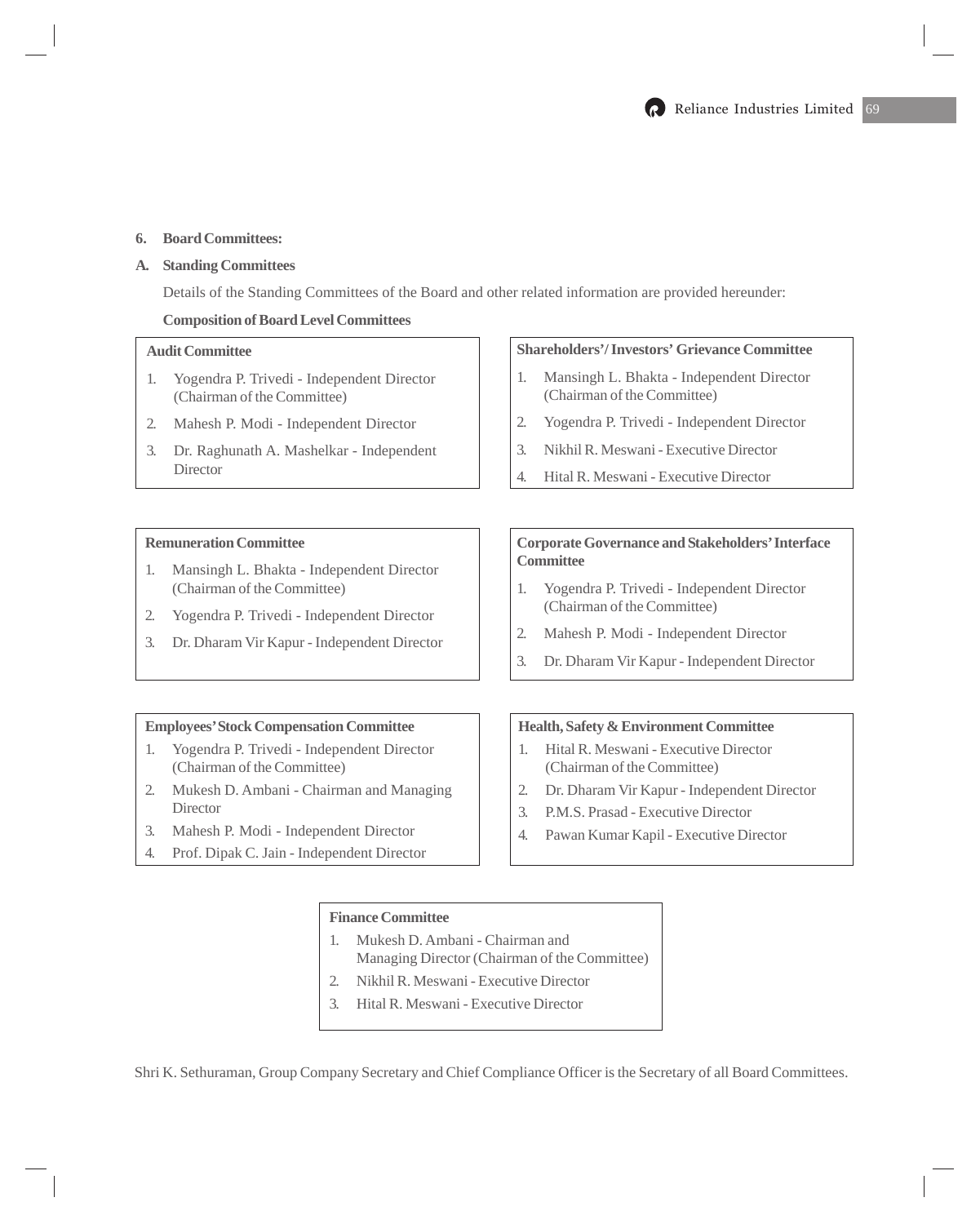**6. Board Committees:**

**A. Standing Committees**

Details of the Standing Committees of the Board and other related information are provided hereunder:

**Composition of Board Level Committees**

**Audit Committee**

1. Yogendra P. Trivedi - Independent Director (Chairman of the Committee)
2. Mahesh P. Modi - Independent Director
3. Dr. Raghunath A. Mashelkar - Independent Director

**Shareholders'/ Investors' Grievance Committee**

1. Mansingh L. Bhakta - Independent Director (Chairman of the Committee)
2. Yogendra P. Trivedi - Independent Director
3. Nikhil R. Meswani - Executive Director
4. Hital R. Meswani - Executive Director

**Remuneration Committee**

1. Mansingh L. Bhakta - Independent Director (Chairman of the Committee)
2. Yogendra P. Trivedi - Independent Director
3. Dr. Dharam Vir Kapur - Independent Director

**Corporate Governance and Stakeholders' Interface Committee**

1. Yogendra P. Trivedi - Independent Director (Chairman of the Committee)
2. Mahesh P. Modi - Independent Director
3. Dr. Dharam Vir Kapur - Independent Director

**Employees' Stock Compensation Committee**

1. Yogendra P. Trivedi - Independent Director (Chairman of the Committee)
2. Mukesh D. Ambani - Chairman and Managing Director
3. Mahesh P. Modi - Independent Director
4. Prof. Dipak C. Jain - Independent Director

**Health, Safety & Environment Committee**

1. Hital R. Meswani - Executive Director (Chairman of the Committee)
2. Dr. Dharam Vir Kapur - Independent Director
3. P.M.S. Prasad - Executive Director
4. Pawan Kumar Kapil - Executive Director

**Finance Committee**

1. Mukesh D. Ambani - Chairman and Managing Director (Chairman of the Committee)
2. Nikhil R. Meswani - Executive Director
3. Hital R. Meswani - Executive Director

Shri K. Sethuraman, Group Company Secretary and Chief Compliance Officer is the Secretary of all Board Committees.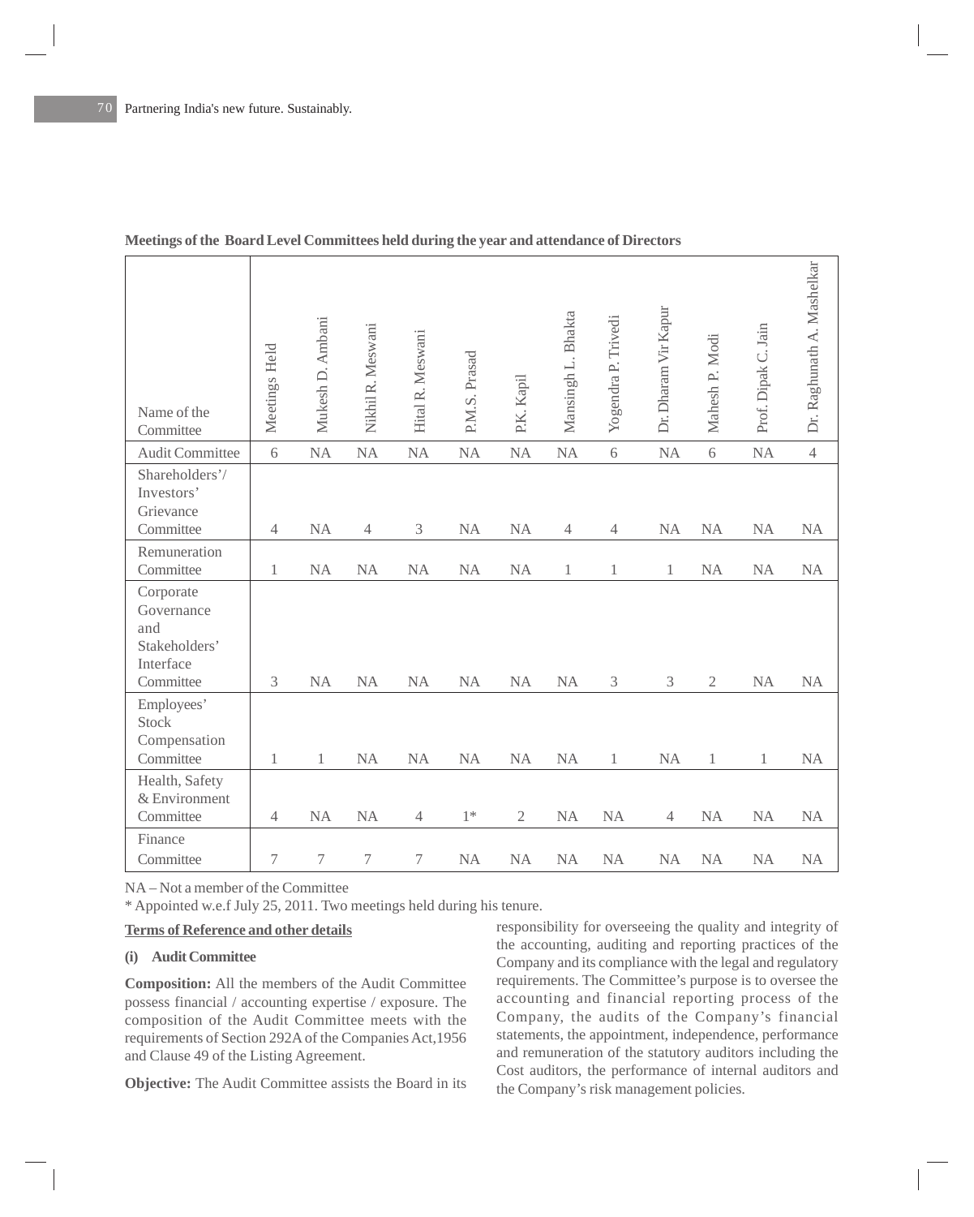**Meetings of the Board Level Committees held during the year and attendance of Directors**

| Name of the Committee | Meetings Held | Mukesh D. Ambani | Nikhil R. Meswani | Hital R. Meswani | P.M.S. Prasad | P.K. Kapil | Mansingh L. Bhakta | Yogendra P. Trivedi | Dr. Dharam Vir Kapur | Mahesh P. Modi | Prof. Dipak C. Jain | Dr. Raghunath A. Mashelkar |
|---|---|---|---|---|---|---|---|---|---|---|---|---|
| Audit Committee | 6 | NA | NA | NA | NA | NA | NA | 6 | NA | 6 | NA | 4 |
| Shareholders'/ Investors' Grievance Committee | 4 | NA | 4 | 3 | NA | NA | 4 | 4 | NA | NA | NA | NA |
| Remuneration Committee | 1 | NA | NA | NA | NA | NA | 1 | 1 | 1 | NA | NA | NA |
| Corporate Governance and Stakeholders' Interface Committee | 3 | NA | NA | NA | NA | NA | NA | 3 | 3 | 2 | NA | NA |
| Employees' Stock Compensation Committee | 1 | 1 | NA | NA | NA | NA | NA | 1 | NA | 1 | 1 | NA |
| Health, Safety & Environment Committee | 4 | NA | NA | 4 | 1* | 2 | NA | NA | 4 | NA | NA | NA |
| Finance Committee | 7 | 7 | 7 | 7 | NA | NA | NA | NA | NA | NA | NA | NA |

NA – Not a member of the Committee

* Appointed w.e.f July 25, 2011. Two meetings held during his tenure.

**Terms of Reference and other details**

**(i) Audit Committee**

**Composition:** All the members of the Audit Committee possess financial / accounting expertise / exposure. The composition of the Audit Committee meets with the requirements of Section 292A of the Companies Act,1956 and Clause 49 of the Listing Agreement.

**Objective:** The Audit Committee assists the Board in its responsibility for overseeing the quality and integrity of the accounting, auditing and reporting practices of the Company and its compliance with the legal and regulatory requirements. The Committee's purpose is to oversee the accounting and financial reporting process of the Company, the audits of the Company's financial statements, the appointment, independence, performance and remuneration of the statutory auditors including the Cost auditors, the performance of internal auditors and the Company's risk management policies.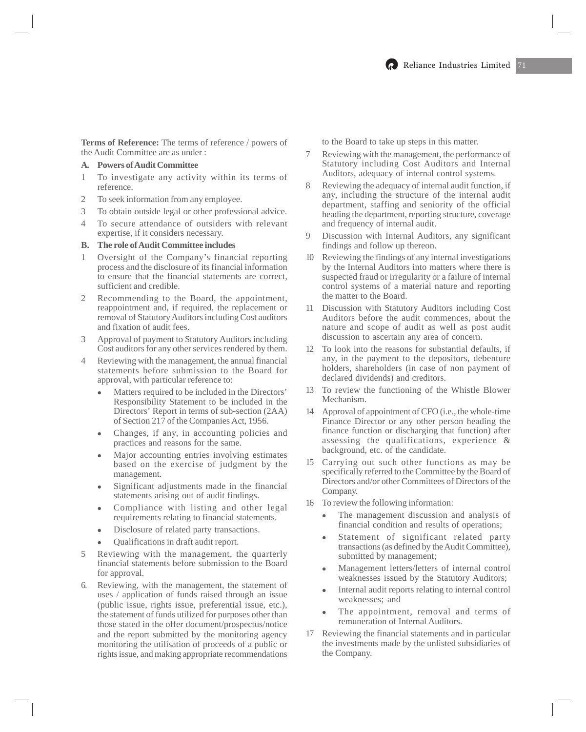**Terms of Reference:** The terms of reference / powers of the Audit Committee are as under :

**A. Powers of Audit Committee**

1 To investigate any activity within its terms of reference.

2 To seek information from any employee.

3 To obtain outside legal or other professional advice.

4 To secure attendance of outsiders with relevant expertise, if it considers necessary.

**B. The role of Audit Committee includes**

1 Oversight of the Company's financial reporting process and the disclosure of its financial information to ensure that the financial statements are correct, sufficient and credible.

2 Recommending to the Board, the appointment, reappointment and, if required, the replacement or removal of Statutory Auditors including Cost auditors and fixation of audit fees.

3 Approval of payment to Statutory Auditors including Cost auditors for any other services rendered by them.

4 Reviewing with the management, the annual financial statements before submission to the Board for approval, with particular reference to:

- Matters required to be included in the Directors' Responsibility Statement to be included in the Directors' Report in terms of sub-section (2AA) of Section 217 of the Companies Act, 1956.
- Changes, if any, in accounting policies and practices and reasons for the same.
- Major accounting entries involving estimates based on the exercise of judgment by the management.
- Significant adjustments made in the financial statements arising out of audit findings.
- Compliance with listing and other legal requirements relating to financial statements.
- Disclosure of related party transactions.
- Qualifications in draft audit report.

5 Reviewing with the management, the quarterly financial statements before submission to the Board for approval.

6. Reviewing, with the management, the statement of uses / application of funds raised through an issue (public issue, rights issue, preferential issue, etc.), the statement of funds utilized for purposes other than those stated in the offer document/prospectus/notice and the report submitted by the monitoring agency monitoring the utilisation of proceeds of a public or rights issue, and making appropriate recommendations to the Board to take up steps in this matter.

7 Reviewing with the management, the performance of Statutory including Cost Auditors and Internal Auditors, adequacy of internal control systems.

8 Reviewing the adequacy of internal audit function, if any, including the structure of the internal audit department, staffing and seniority of the official heading the department, reporting structure, coverage and frequency of internal audit.

9 Discussion with Internal Auditors, any significant findings and follow up thereon.

10 Reviewing the findings of any internal investigations by the Internal Auditors into matters where there is suspected fraud or irregularity or a failure of internal control systems of a material nature and reporting the matter to the Board.

11 Discussion with Statutory Auditors including Cost Auditors before the audit commences, about the nature and scope of audit as well as post audit discussion to ascertain any area of concern.

12 To look into the reasons for substantial defaults, if any, in the payment to the depositors, debenture holders, shareholders (in case of non payment of declared dividends) and creditors.

13 To review the functioning of the Whistle Blower Mechanism.

14 Approval of appointment of CFO (i.e., the whole-time Finance Director or any other person heading the finance function or discharging that function) after assessing the qualifications, experience & background, etc. of the candidate.

15 Carrying out such other functions as may be specifically referred to the Committee by the Board of Directors and/or other Committees of Directors of the Company.

16 To review the following information:

- The management discussion and analysis of financial condition and results of operations;
- Statement of significant related party transactions (as defined by the Audit Committee), submitted by management;
- Management letters/letters of internal control weaknesses issued by the Statutory Auditors;
- Internal audit reports relating to internal control weaknesses; and
- The appointment, removal and terms of remuneration of Internal Auditors.

17 Reviewing the financial statements and in particular the investments made by the unlisted subsidiaries of the Company.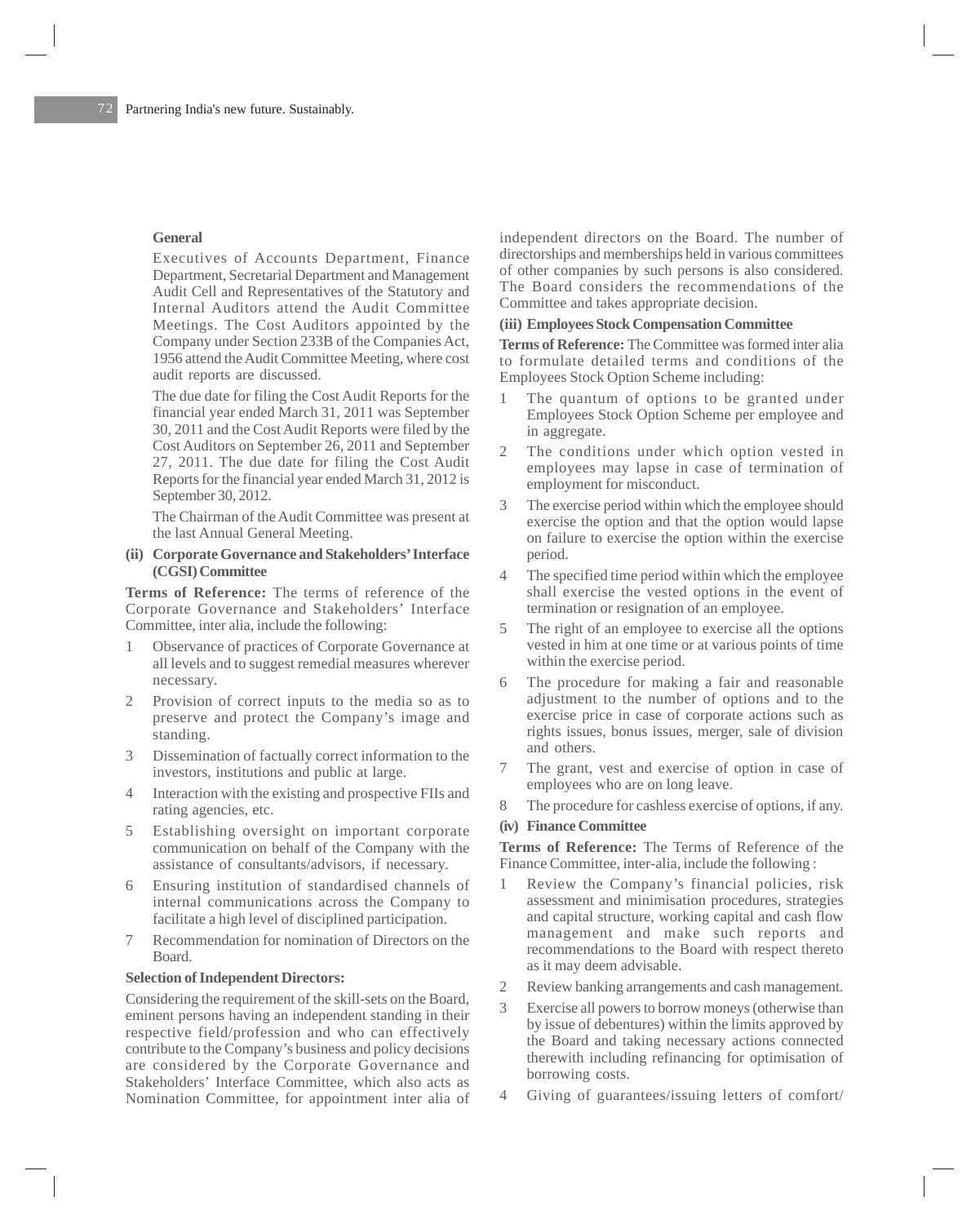**General**

Executives of Accounts Department, Finance Department, Secretarial Department and Management Audit Cell and Representatives of the Statutory and Internal Auditors attend the Audit Committee Meetings. The Cost Auditors appointed by the Company under Section 233B of the Companies Act, 1956 attend the Audit Committee Meeting, where cost audit reports are discussed.

The due date for filing the Cost Audit Reports for the financial year ended March 31, 2011 was September 30, 2011 and the Cost Audit Reports were filed by the Cost Auditors on September 26, 2011 and September 27, 2011. The due date for filing the Cost Audit Reports for the financial year ended March 31, 2012 is September 30, 2012.

The Chairman of the Audit Committee was present at the last Annual General Meeting.

**(ii) Corporate Governance and Stakeholders' Interface (CGSI) Committee**

**Terms of Reference:** The terms of reference of the Corporate Governance and Stakeholders' Interface Committee, inter alia, include the following:

1. Observance of practices of Corporate Governance at all levels and to suggest remedial measures wherever necessary.
2. Provision of correct inputs to the media so as to preserve and protect the Company's image and standing.
3. Dissemination of factually correct information to the investors, institutions and public at large.
4. Interaction with the existing and prospective FIIs and rating agencies, etc.
5. Establishing oversight on important corporate communication on behalf of the Company with the assistance of consultants/advisors, if necessary.
6. Ensuring institution of standardised channels of internal communications across the Company to facilitate a high level of disciplined participation.
7. Recommendation for nomination of Directors on the Board.

**Selection of Independent Directors:**

Considering the requirement of the skill-sets on the Board, eminent persons having an independent standing in their respective field/profession and who can effectively contribute to the Company's business and policy decisions are considered by the Corporate Governance and Stakeholders' Interface Committee, which also acts as Nomination Committee, for appointment inter alia of independent directors on the Board. The number of directorships and memberships held in various committees of other companies by such persons is also considered. The Board considers the recommendations of the Committee and takes appropriate decision.

**(iii) Employees Stock Compensation Committee**

**Terms of Reference:** The Committee was formed inter alia to formulate detailed terms and conditions of the Employees Stock Option Scheme including:

1. The quantum of options to be granted under Employees Stock Option Scheme per employee and in aggregate.
2. The conditions under which option vested in employees may lapse in case of termination of employment for misconduct.
3. The exercise period within which the employee should exercise the option and that the option would lapse on failure to exercise the option within the exercise period.
4. The specified time period within which the employee shall exercise the vested options in the event of termination or resignation of an employee.
5. The right of an employee to exercise all the options vested in him at one time or at various points of time within the exercise period.
6. The procedure for making a fair and reasonable adjustment to the number of options and to the exercise price in case of corporate actions such as rights issues, bonus issues, merger, sale of division and others.
7. The grant, vest and exercise of option in case of employees who are on long leave.
8. The procedure for cashless exercise of options, if any.

**(iv) Finance Committee**

**Terms of Reference:** The Terms of Reference of the Finance Committee, inter-alia, include the following :

1. Review the Company's financial policies, risk assessment and minimisation procedures, strategies and capital structure, working capital and cash flow management and make such reports and recommendations to the Board with respect thereto as it may deem advisable.
2. Review banking arrangements and cash management.
3. Exercise all powers to borrow moneys (otherwise than by issue of debentures) within the limits approved by the Board and taking necessary actions connected therewith including refinancing for optimisation of borrowing costs.
4. Giving of guarantees/issuing letters of comfort/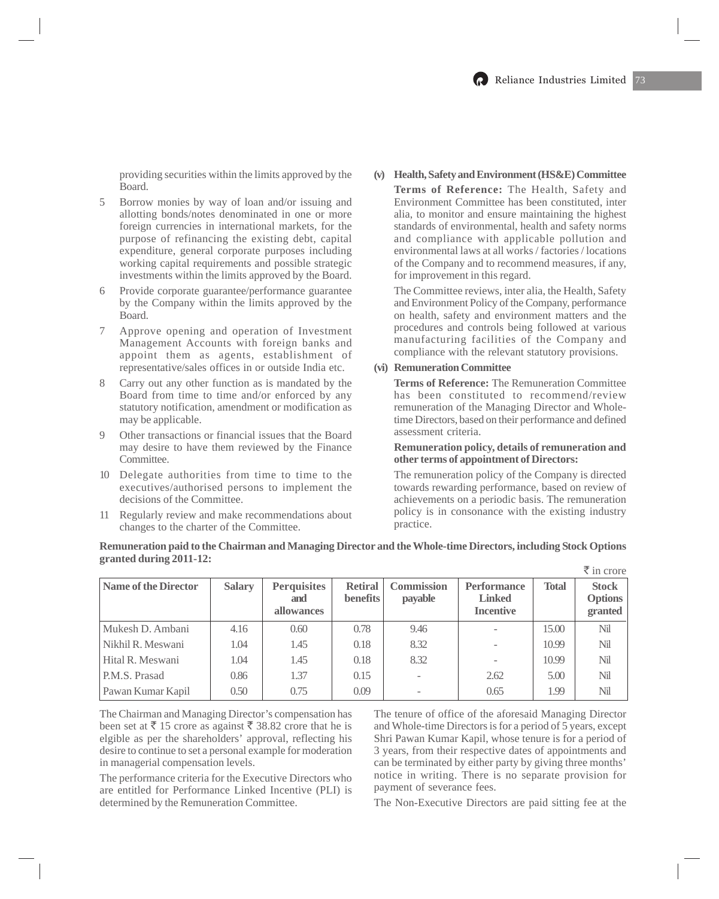providing securities within the limits approved by the Board.

5 Borrow monies by way of loan and/or issuing and allotting bonds/notes denominated in one or more foreign currencies in international markets, for the purpose of refinancing the existing debt, capital expenditure, general corporate purposes including working capital requirements and possible strategic investments within the limits approved by the Board.

6 Provide corporate guarantee/performance guarantee by the Company within the limits approved by the Board.

7 Approve opening and operation of Investment Management Accounts with foreign banks and appoint them as agents, establishment of representative/sales offices in or outside India etc.

8 Carry out any other function as is mandated by the Board from time to time and/or enforced by any statutory notification, amendment or modification as may be applicable.

9 Other transactions or financial issues that the Board may desire to have them reviewed by the Finance Committee.

10 Delegate authorities from time to time to the executives/authorised persons to implement the decisions of the Committee.

11 Regularly review and make recommendations about changes to the charter of the Committee.

**(v) Health, Safety and Environment (HS&E) Committee**

**Terms of Reference:** The Health, Safety and Environment Committee has been constituted, inter alia, to monitor and ensure maintaining the highest standards of environmental, health and safety norms and compliance with applicable pollution and environmental laws at all works / factories / locations of the Company and to recommend measures, if any, for improvement in this regard.

The Committee reviews, inter alia, the Health, Safety and Environment Policy of the Company, performance on health, safety and environment matters and the procedures and controls being followed at various manufacturing facilities of the Company and compliance with the relevant statutory provisions.

**(vi) Remuneration Committee**

**Terms of Reference:** The Remuneration Committee has been constituted to recommend/review remuneration of the Managing Director and Whole-time Directors, based on their performance and defined assessment criteria.

**Remuneration policy, details of remuneration and other terms of appointment of Directors:**

The remuneration policy of the Company is directed towards rewarding performance, based on review of achievements on a periodic basis. The remuneration policy is in consonance with the existing industry practice.

**Remuneration paid to the Chairman and Managing Director and the Whole-time Directors, including Stock Options granted during 2011-12:**

₹ in crore

| Name of the Director | Salary | Perquisites and allowances | Retiral benefits | Commission payable | Performance Linked Incentive | Total | Stock Options granted |
|---|---|---|---|---|---|---|---|
| Mukesh D. Ambani | 4.16 | 0.60 | 0.78 | 9.46 | - | 15.00 | Nil |
| Nikhil R. Meswani | 1.04 | 1.45 | 0.18 | 8.32 | - | 10.99 | Nil |
| Hital R. Meswani | 1.04 | 1.45 | 0.18 | 8.32 | - | 10.99 | Nil |
| P.M.S. Prasad | 0.86 | 1.37 | 0.15 | - | 2.62 | 5.00 | Nil |
| Pawan Kumar Kapil | 0.50 | 0.75 | 0.09 | - | 0.65 | 1.99 | Nil |

The Chairman and Managing Director's compensation has been set at ₹ 15 crore as against ₹ 38.82 crore that he is elgible as per the shareholders' approval, reflecting his desire to continue to set a personal example for moderation in managerial compensation levels.

The performance criteria for the Executive Directors who are entitled for Performance Linked Incentive (PLI) is determined by the Remuneration Committee.

The tenure of office of the aforesaid Managing Director and Whole-time Directors is for a period of 5 years, except Shri Pawan Kumar Kapil, whose tenure is for a period of 3 years, from their respective dates of appointments and can be terminated by either party by giving three months' notice in writing. There is no separate provision for payment of severance fees.

The Non-Executive Directors are paid sitting fee at the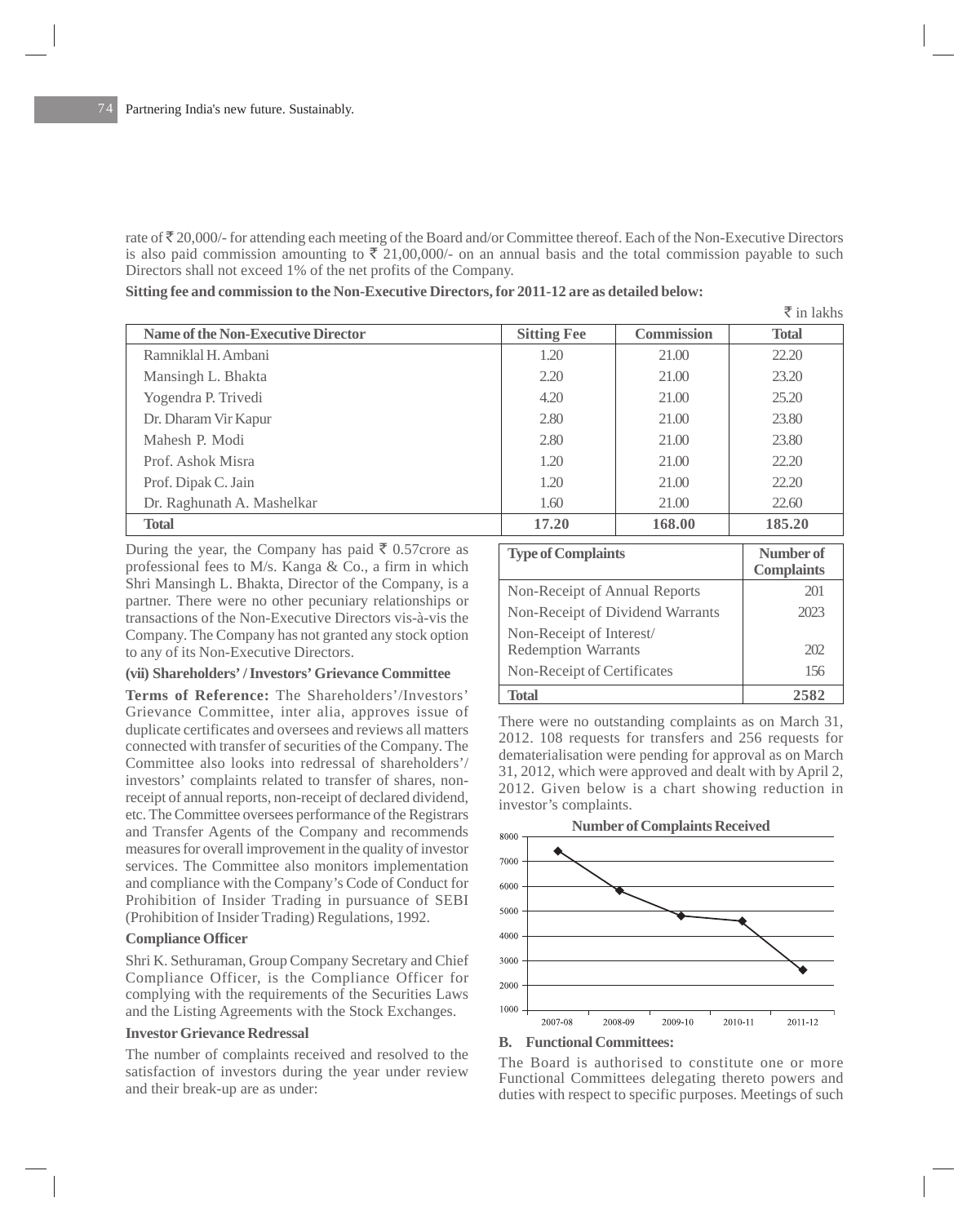rate of ₹ 20,000/- for attending each meeting of the Board and/or Committee thereof. Each of the Non-Executive Directors is also paid commission amounting to ₹ 21,00,000/- on an annual basis and the total commission payable to such Directors shall not exceed 1% of the net profits of the Company.

**Sitting fee and commission to the Non-Executive Directors, for 2011-12 are as detailed below:**

₹ in lakhs

| Name of the Non-Executive Director | Sitting Fee | Commission | Total |
|---|---|---|---|
| Ramniklal H. Ambani | 1.20 | 21.00 | 22.20 |
| Mansingh L. Bhakta | 2.20 | 21.00 | 23.20 |
| Yogendra P. Trivedi | 4.20 | 21.00 | 25.20 |
| Dr. Dharam Vir Kapur | 2.80 | 21.00 | 23.80 |
| Mahesh P. Modi | 2.80 | 21.00 | 23.80 |
| Prof. Ashok Misra | 1.20 | 21.00 | 22.20 |
| Prof. Dipak C. Jain | 1.20 | 21.00 | 22.20 |
| Dr. Raghunath A. Mashelkar | 1.60 | 21.00 | 22.60 |
| **Total** | **17.20** | **168.00** | **185.20** |

During the year, the Company has paid ₹ 0.57crore as professional fees to M/s. Kanga & Co., a firm in which Shri Mansingh L. Bhakta, Director of the Company, is a partner. There were no other pecuniary relationships or transactions of the Non-Executive Directors vis-à-vis the Company. The Company has not granted any stock option to any of its Non-Executive Directors.

**(vii) Shareholders' / Investors' Grievance Committee**

**Terms of Reference:** The Shareholders'/Investors' Grievance Committee, inter alia, approves issue of duplicate certificates and oversees and reviews all matters connected with transfer of securities of the Company. The Committee also looks into redressal of shareholders'/ investors' complaints related to transfer of shares, non-receipt of annual reports, non-receipt of declared dividend, etc. The Committee oversees performance of the Registrars and Transfer Agents of the Company and recommends measures for overall improvement in the quality of investor services. The Committee also monitors implementation and compliance with the Company's Code of Conduct for Prohibition of Insider Trading in pursuance of SEBI (Prohibition of Insider Trading) Regulations, 1992.

**Compliance Officer**

Shri K. Sethuraman, Group Company Secretary and Chief Compliance Officer, is the Compliance Officer for complying with the requirements of the Securities Laws and the Listing Agreements with the Stock Exchanges.

**Investor Grievance Redressal**

The number of complaints received and resolved to the satisfaction of investors during the year under review and their break-up are as under:

| Type of Complaints | Number of Complaints |
|---|---|
| Non-Receipt of Annual Reports | 201 |
| Non-Receipt of Dividend Warrants | 2023 |
| Non-Receipt of Interest/ Redemption Warrants | 202 |
| Non-Receipt of Certificates | 156 |
| **Total** | **2582** |

There were no outstanding complaints as on March 31, 2012. 108 requests for transfers and 256 requests for dematerialisation were pending for approval as on March 31, 2012, which were approved and dealt with by April 2, 2012. Given below is a chart showing reduction in investor's complaints.

**Number of Complaints Received**

**B. Functional Committees:**

The Board is authorised to constitute one or more Functional Committees delegating thereto powers and duties with respect to specific purposes. Meetings of such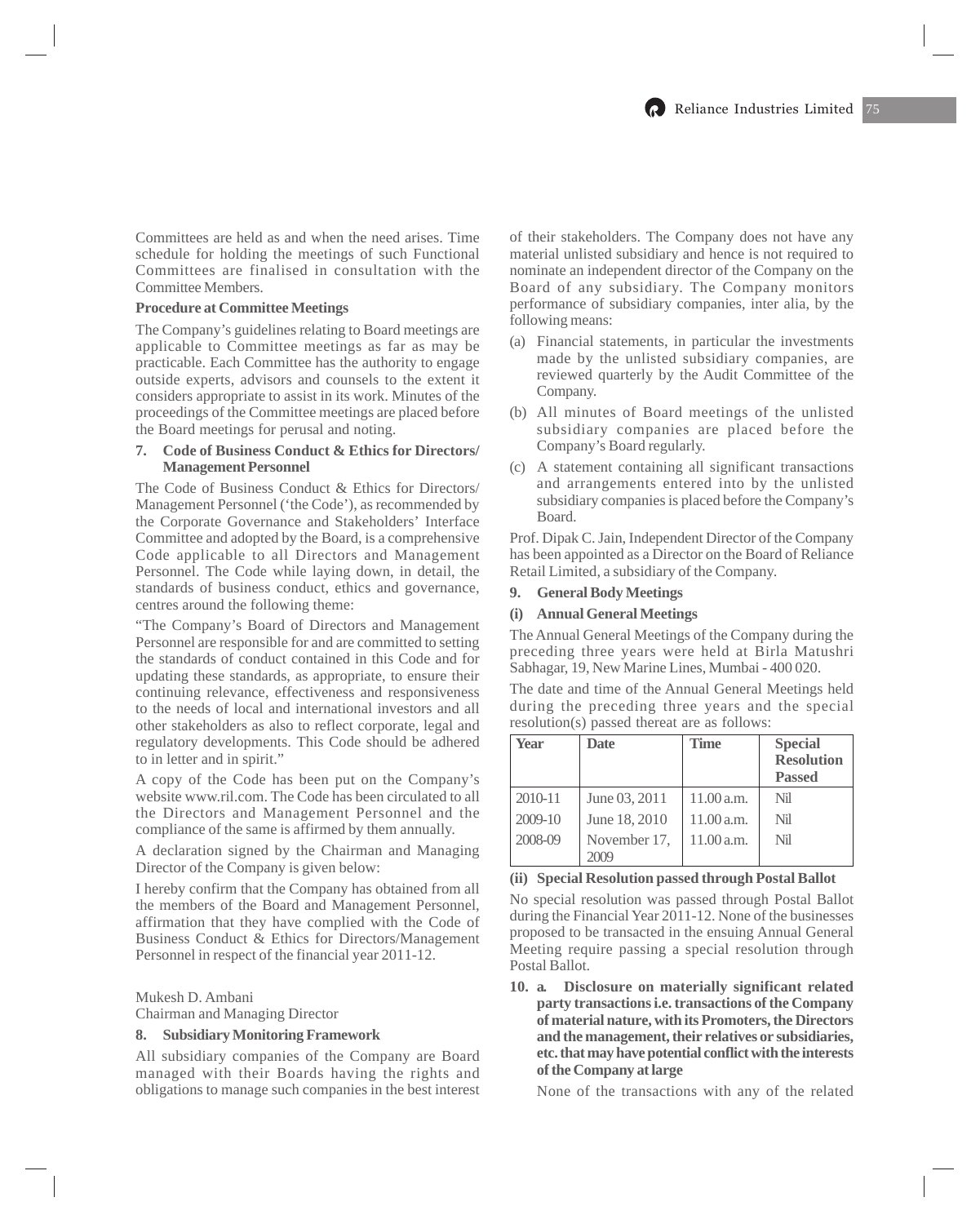Committees are held as and when the need arises. Time schedule for holding the meetings of such Functional Committees are finalised in consultation with the Committee Members.

**Procedure at Committee Meetings**

The Company's guidelines relating to Board meetings are applicable to Committee meetings as far as may be practicable. Each Committee has the authority to engage outside experts, advisors and counsels to the extent it considers appropriate to assist in its work. Minutes of the proceedings of the Committee meetings are placed before the Board meetings for perusal and noting.

## 7. Code of Business Conduct & Ethics for Directors/ Management Personnel

The Code of Business Conduct & Ethics for Directors/ Management Personnel ('the Code'), as recommended by the Corporate Governance and Stakeholders' Interface Committee and adopted by the Board, is a comprehensive Code applicable to all Directors and Management Personnel. The Code while laying down, in detail, the standards of business conduct, ethics and governance, centres around the following theme:

"The Company's Board of Directors and Management Personnel are responsible for and are committed to setting the standards of conduct contained in this Code and for updating these standards, as appropriate, to ensure their continuing relevance, effectiveness and responsiveness to the needs of local and international investors and all other stakeholders as also to reflect corporate, legal and regulatory developments. This Code should be adhered to in letter and in spirit."

A copy of the Code has been put on the Company's website www.ril.com. The Code has been circulated to all the Directors and Management Personnel and the compliance of the same is affirmed by them annually.

A declaration signed by the Chairman and Managing Director of the Company is given below:

I hereby confirm that the Company has obtained from all the members of the Board and Management Personnel, affirmation that they have complied with the Code of Business Conduct & Ethics for Directors/Management Personnel in respect of the financial year 2011-12.

Mukesh D. Ambani
Chairman and Managing Director

## 8. Subsidiary Monitoring Framework

All subsidiary companies of the Company are Board managed with their Boards having the rights and obligations to manage such companies in the best interest of their stakeholders. The Company does not have any material unlisted subsidiary and hence is not required to nominate an independent director of the Company on the Board of any subsidiary. The Company monitors performance of subsidiary companies, inter alia, by the following means:

(a) Financial statements, in particular the investments made by the unlisted subsidiary companies, are reviewed quarterly by the Audit Committee of the Company.

(b) All minutes of Board meetings of the unlisted subsidiary companies are placed before the Company's Board regularly.

(c) A statement containing all significant transactions and arrangements entered into by the unlisted subsidiary companies is placed before the Company's Board.

Prof. Dipak C. Jain, Independent Director of the Company has been appointed as a Director on the Board of Reliance Retail Limited, a subsidiary of the Company.

## 9. General Body Meetings

### (i) Annual General Meetings

The Annual General Meetings of the Company during the preceding three years were held at Birla Matushri Sabhagar, 19, New Marine Lines, Mumbai - 400 020.

The date and time of the Annual General Meetings held during the preceding three years and the special resolution(s) passed thereat are as follows:

| Year | Date | Time | Special Resolution Passed |
|---|---|---|---|
| 2010-11 | June 03, 2011 | 11.00 a.m. | Nil |
| 2009-10 | June 18, 2010 | 11.00 a.m. | Nil |
| 2008-09 | November 17, 2009 | 11.00 a.m. | Nil |

### (ii) Special Resolution passed through Postal Ballot

No special resolution was passed through Postal Ballot during the Financial Year 2011-12. None of the businesses proposed to be transacted in the ensuing Annual General Meeting require passing a special resolution through Postal Ballot.

**10. a. Disclosure on materially significant related party transactions i.e. transactions of the Company of material nature, with its Promoters, the Directors and the management, their relatives or subsidiaries, etc. that may have potential conflict with the interests of the Company at large**

None of the transactions with any of the related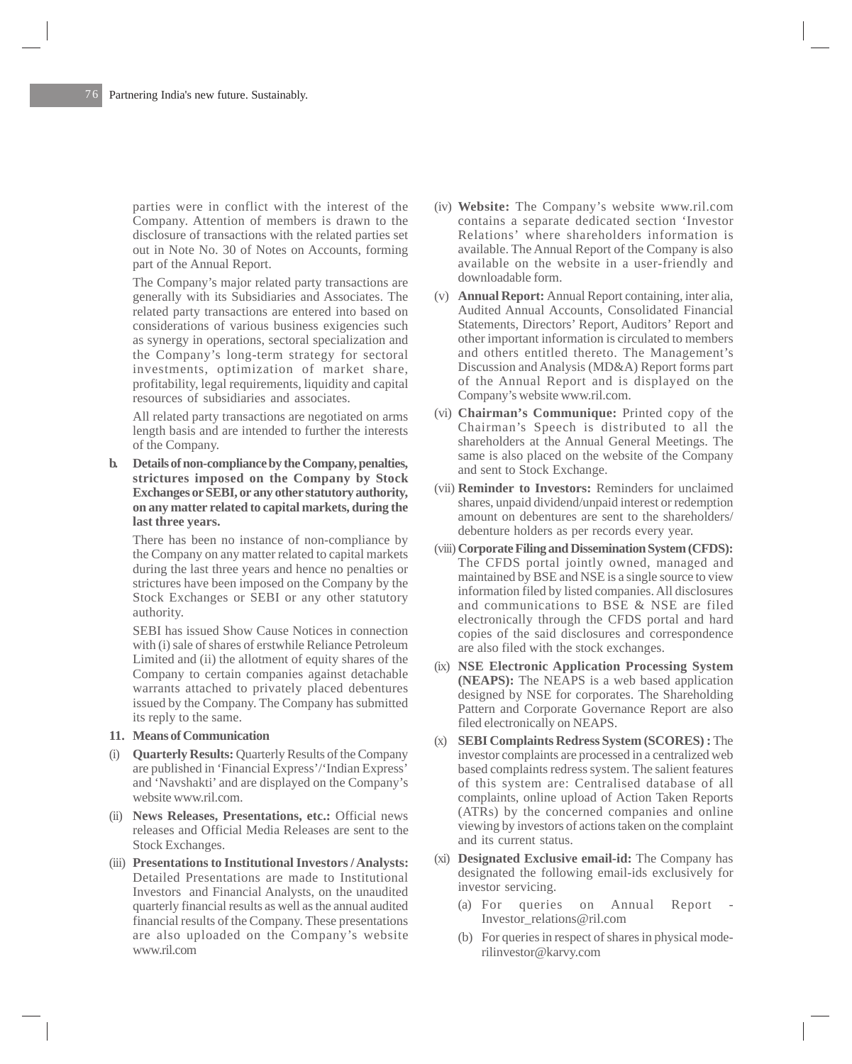parties were in conflict with the interest of the Company. Attention of members is drawn to the disclosure of transactions with the related parties set out in Note No. 30 of Notes on Accounts, forming part of the Annual Report.

The Company's major related party transactions are generally with its Subsidiaries and Associates. The related party transactions are entered into based on considerations of various business exigencies such as synergy in operations, sectoral specialization and the Company's long-term strategy for sectoral investments, optimization of market share, profitability, legal requirements, liquidity and capital resources of subsidiaries and associates.

All related party transactions are negotiated on arms length basis and are intended to further the interests of the Company.

**b. Details of non-compliance by the Company, penalties, strictures imposed on the Company by Stock Exchanges or SEBI, or any other statutory authority, on any matter related to capital markets, during the last three years.**

There has been no instance of non-compliance by the Company on any matter related to capital markets during the last three years and hence no penalties or strictures have been imposed on the Company by the Stock Exchanges or SEBI or any other statutory authority.

SEBI has issued Show Cause Notices in connection with (i) sale of shares of erstwhile Reliance Petroleum Limited and (ii) the allotment of equity shares of the Company to certain companies against detachable warrants attached to privately placed debentures issued by the Company. The Company has submitted its reply to the same.

**11. Means of Communication**

(i) **Quarterly Results:** Quarterly Results of the Company are published in 'Financial Express'/'Indian Express' and 'Navshakti' and are displayed on the Company's website www.ril.com.

(ii) **News Releases, Presentations, etc.:** Official news releases and Official Media Releases are sent to the Stock Exchanges.

(iii) **Presentations to Institutional Investors / Analysts:** Detailed Presentations are made to Institutional Investors and Financial Analysts, on the unaudited quarterly financial results as well as the annual audited financial results of the Company. These presentations are also uploaded on the Company's website www.ril.com

(iv) **Website:** The Company's website www.ril.com contains a separate dedicated section 'Investor Relations' where shareholders information is available. The Annual Report of the Company is also available on the website in a user-friendly and downloadable form.

(v) **Annual Report:** Annual Report containing, inter alia, Audited Annual Accounts, Consolidated Financial Statements, Directors' Report, Auditors' Report and other important information is circulated to members and others entitled thereto. The Management's Discussion and Analysis (MD&A) Report forms part of the Annual Report and is displayed on the Company's website www.ril.com.

(vi) **Chairman's Communique:** Printed copy of the Chairman's Speech is distributed to all the shareholders at the Annual General Meetings. The same is also placed on the website of the Company and sent to Stock Exchange.

(vii) **Reminder to Investors:** Reminders for unclaimed shares, unpaid dividend/unpaid interest or redemption amount on debentures are sent to the shareholders/ debenture holders as per records every year.

(viii) **Corporate Filing and Dissemination System (CFDS):** The CFDS portal jointly owned, managed and maintained by BSE and NSE is a single source to view information filed by listed companies. All disclosures and communications to BSE & NSE are filed electronically through the CFDS portal and hard copies of the said disclosures and correspondence are also filed with the stock exchanges.

(ix) **NSE Electronic Application Processing System (NEAPS):** The NEAPS is a web based application designed by NSE for corporates. The Shareholding Pattern and Corporate Governance Report are also filed electronically on NEAPS.

(x) **SEBI Complaints Redress System (SCORES) :** The investor complaints are processed in a centralized web based complaints redress system. The salient features of this system are: Centralised database of all complaints, online upload of Action Taken Reports (ATRs) by the concerned companies and online viewing by investors of actions taken on the complaint and its current status.

(xi) **Designated Exclusive email-id:** The Company has designated the following email-ids exclusively for investor servicing.

(a) For queries on Annual Report - Investor_relations@ril.com

(b) For queries in respect of shares in physical mode- rilinvestor@karvy.com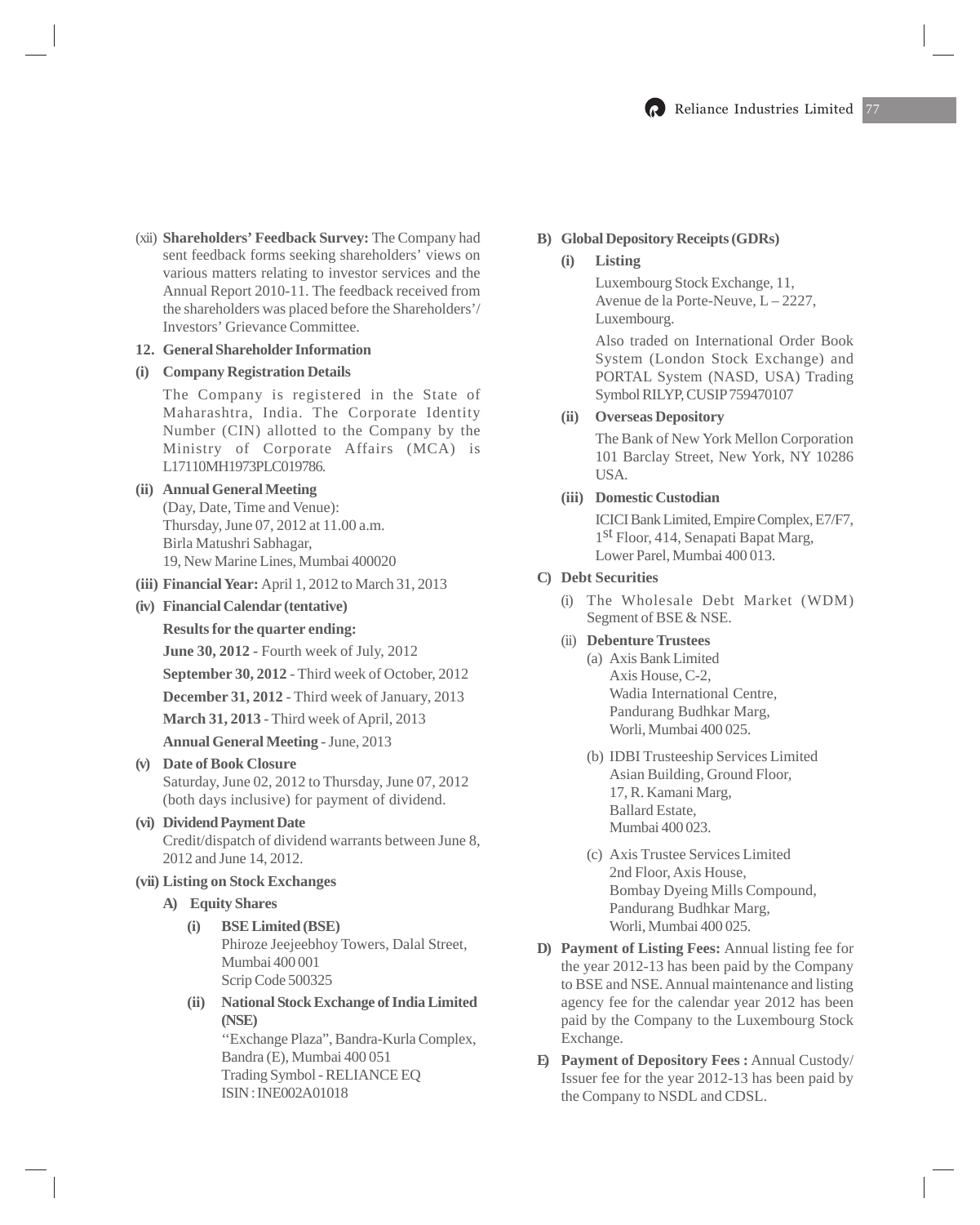(xii) **Shareholders' Feedback Survey:** The Company had sent feedback forms seeking shareholders' views on various matters relating to investor services and the Annual Report 2010-11. The feedback received from the shareholders was placed before the Shareholders'/ Investors' Grievance Committee.

## 12. General Shareholder Information

**(i) Company Registration Details**

The Company is registered in the State of Maharashtra, India. The Corporate Identity Number (CIN) allotted to the Company by the Ministry of Corporate Affairs (MCA) is L17110MH1973PLC019786.

**(ii) Annual General Meeting**

(Day, Date, Time and Venue):
Thursday, June 07, 2012 at 11.00 a.m.
Birla Matushri Sabhagar,
19, New Marine Lines, Mumbai 400020

**(iii) Financial Year:** April 1, 2012 to March 31, 2013

**(iv) Financial Calendar (tentative)**

**Results for the quarter ending:**

**June 30, 2012 -** Fourth week of July, 2012

**September 30, 2012** - Third week of October, 2012

**December 31, 2012** - Third week of January, 2013

**March 31, 2013** - Third week of April, 2013

**Annual General Meeting** - June, 2013

**(v) Date of Book Closure**

Saturday, June 02, 2012 to Thursday, June 07, 2012 (both days inclusive) for payment of dividend.

**(vi) Dividend Payment Date**

Credit/dispatch of dividend warrants between June 8, 2012 and June 14, 2012.

**(vii) Listing on Stock Exchanges**

**A) Equity Shares**

**(i) BSE Limited (BSE)**
Phiroze Jeejeebhoy Towers, Dalal Street,
Mumbai 400 001
Scrip Code 500325

**(ii) National Stock Exchange of India Limited (NSE)**
"Exchange Plaza", Bandra-Kurla Complex,
Bandra (E), Mumbai 400 051
Trading Symbol - RELIANCE EQ
ISIN : INE002A01018

**B) Global Depository Receipts (GDRs)**

**(i) Listing**

Luxembourg Stock Exchange, 11,
Avenue de la Porte-Neuve, L – 2227,
Luxembourg.

Also traded on International Order Book System (London Stock Exchange) and PORTAL System (NASD, USA) Trading Symbol RILYP, CUSIP 759470107

**(ii) Overseas Depository**

The Bank of New York Mellon Corporation
101 Barclay Street, New York, NY 10286
USA.

**(iii) Domestic Custodian**

ICICI Bank Limited, Empire Complex, E7/F7,
1st Floor, 414, Senapati Bapat Marg,
Lower Parel, Mumbai 400 013.

**C) Debt Securities**

(i) The Wholesale Debt Market (WDM) Segment of BSE & NSE.

(ii) **Debenture Trustees**

(a) Axis Bank Limited
Axis House, C-2,
Wadia International Centre,
Pandurang Budhkar Marg,
Worli, Mumbai 400 025.

(b) IDBI Trusteeship Services Limited
Asian Building, Ground Floor,
17, R. Kamani Marg,
Ballard Estate,
Mumbai 400 023.

(c) Axis Trustee Services Limited
2nd Floor, Axis House,
Bombay Dyeing Mills Compound,
Pandurang Budhkar Marg,
Worli, Mumbai 400 025.

**D) Payment of Listing Fees:** Annual listing fee for the year 2012-13 has been paid by the Company to BSE and NSE. Annual maintenance and listing agency fee for the calendar year 2012 has been paid by the Company to the Luxembourg Stock Exchange.

**E) Payment of Depository Fees :** Annual Custody/ Issuer fee for the year 2012-13 has been paid by the Company to NSDL and CDSL.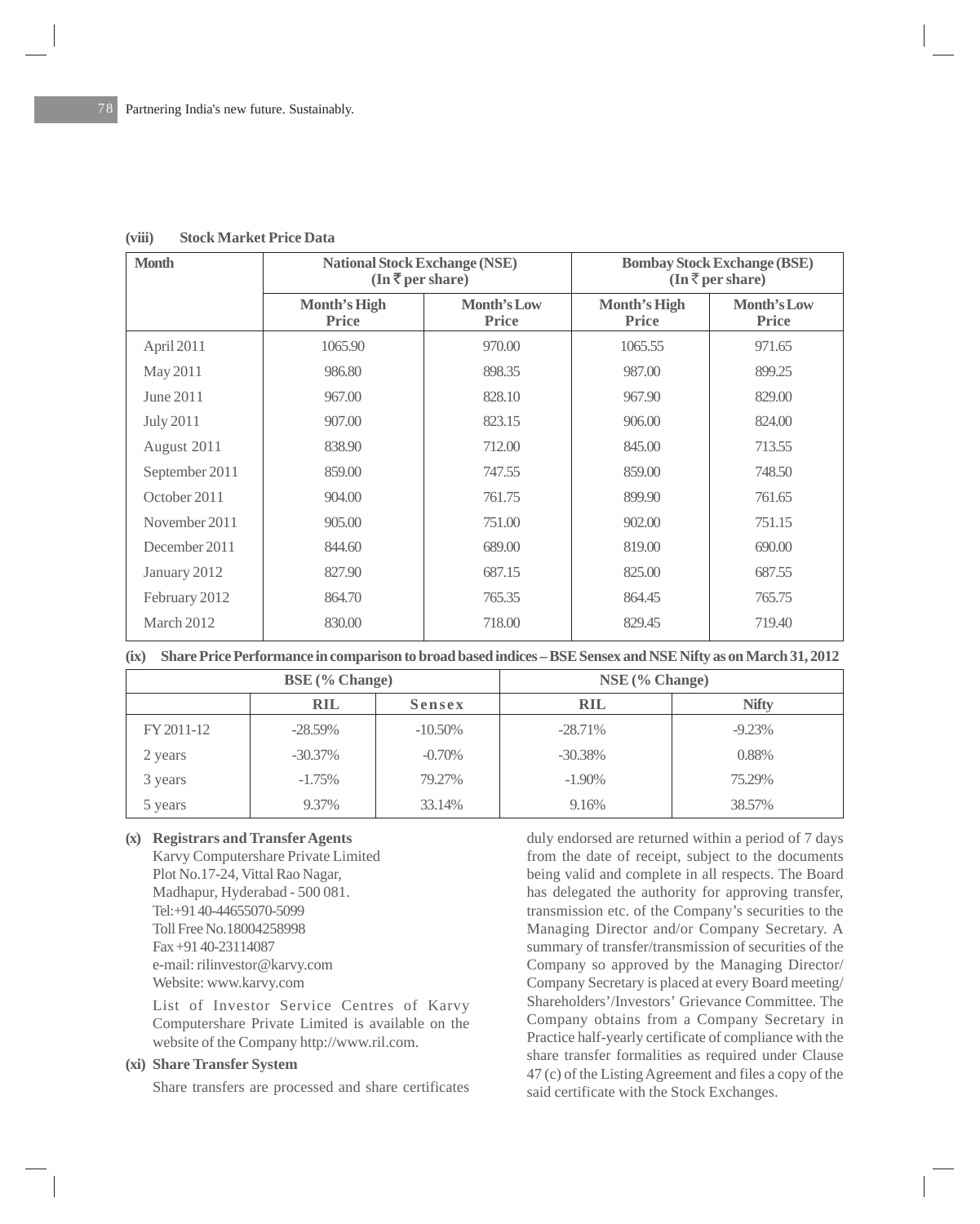**(viii) Stock Market Price Data**

| Month | National Stock Exchange (NSE) (In ₹ per share) | | Bombay Stock Exchange (BSE) (In ₹ per share) | |
|---|---|---|---|---|
| | Month's High Price | Month's Low Price | Month's High Price | Month's Low Price |
| April 2011 | 1065.90 | 970.00 | 1065.55 | 971.65 |
| May 2011 | 986.80 | 898.35 | 987.00 | 899.25 |
| June 2011 | 967.00 | 828.10 | 967.90 | 829.00 |
| July 2011 | 907.00 | 823.15 | 906.00 | 824.00 |
| August 2011 | 838.90 | 712.00 | 845.00 | 713.55 |
| September 2011 | 859.00 | 747.55 | 859.00 | 748.50 |
| October 2011 | 904.00 | 761.75 | 899.90 | 761.65 |
| November 2011 | 905.00 | 751.00 | 902.00 | 751.15 |
| December 2011 | 844.60 | 689.00 | 819.00 | 690.00 |
| January 2012 | 827.90 | 687.15 | 825.00 | 687.55 |
| February 2012 | 864.70 | 765.35 | 864.45 | 765.75 |
| March 2012 | 830.00 | 718.00 | 829.45 | 719.40 |

**(ix) Share Price Performance in comparison to broad based indices – BSE Sensex and NSE Nifty as on March 31, 2012**

| | BSE (% Change) | | NSE (% Change) | |
|---|---|---|---|---|
| | RIL | Sensex | RIL | Nifty |
| FY 2011-12 | -28.59% | -10.50% | -28.71% | -9.23% |
| 2 years | -30.37% | -0.70% | -30.38% | 0.88% |
| 3 years | -1.75% | 79.27% | -1.90% | 75.29% |
| 5 years | 9.37% | 33.14% | 9.16% | 38.57% |

**(x) Registrars and Transfer Agents**

Karvy Computershare Private Limited
Plot No.17-24, Vittal Rao Nagar,
Madhapur, Hyderabad - 500 081.
Tel:+91 40-44655070-5099
Toll Free No.18004258998
Fax +91 40-23114087
e-mail: rilinvestor@karvy.com
Website: www.karvy.com

List of Investor Service Centres of Karvy Computershare Private Limited is available on the website of the Company http://www.ril.com.

**(xi) Share Transfer System**

Share transfers are processed and share certificates duly endorsed are returned within a period of 7 days from the date of receipt, subject to the documents being valid and complete in all respects. The Board has delegated the authority for approving transfer, transmission etc. of the Company's securities to the Managing Director and/or Company Secretary. A summary of transfer/transmission of securities of the Company so approved by the Managing Director/ Company Secretary is placed at every Board meeting/ Shareholders'/Investors' Grievance Committee. The Company obtains from a Company Secretary in Practice half-yearly certificate of compliance with the share transfer formalities as required under Clause 47 (c) of the Listing Agreement and files a copy of the said certificate with the Stock Exchanges.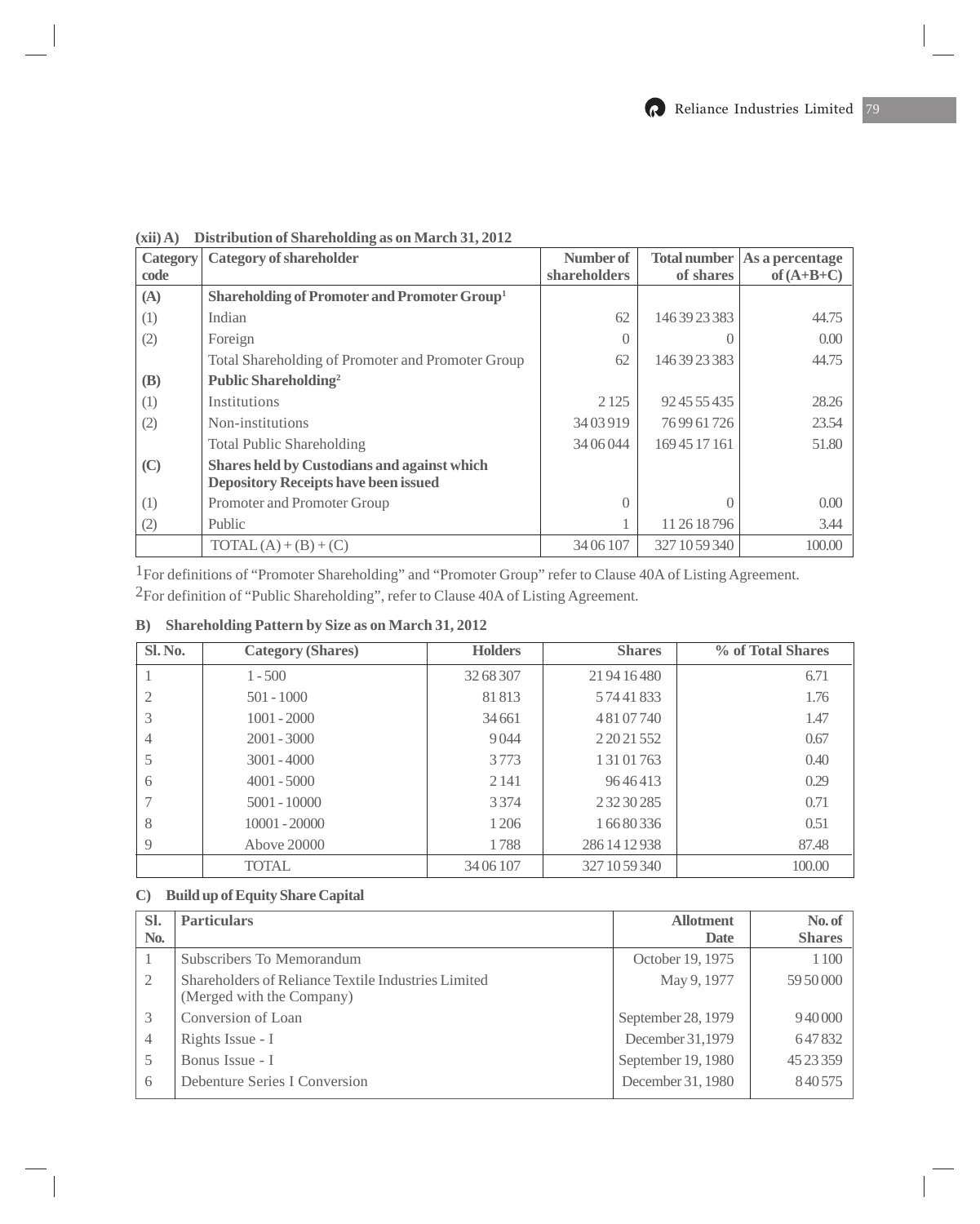**(xii) A) Distribution of Shareholding as on March 31, 2012**

| Category code | Category of shareholder | Number of shareholders | Total number of shares | As a percentage of (A+B+C) |
|---|---|---|---|---|
| **(A)** | **Shareholding of Promoter and Promoter Group**[1] | | | |
| (1) | Indian | 62 | 146 39 23 383 | 44.75 |
| (2) | Foreign | 0 | 0 | 0.00 |
| | Total Shareholding of Promoter and Promoter Group | 62 | 146 39 23 383 | 44.75 |
| **(B)** | **Public Shareholding**[2] | | | |
| (1) | Institutions | 2 125 | 92 45 55 435 | 28.26 |
| (2) | Non-institutions | 34 03 919 | 76 99 61 726 | 23.54 |
| | Total Public Shareholding | 34 06 044 | 169 45 17 161 | 51.80 |
| **(C)** | **Shares held by Custodians and against which Depository Receipts have been issued** | | | |
| (1) | Promoter and Promoter Group | 0 | 0 | 0.00 |
| (2) | Public | 1 | 11 26 18 796 | 3.44 |
| | TOTAL (A) + (B) + (C) | 34 06 107 | 327 10 59 340 | 100.00 |

[1] For definitions of "Promoter Shareholding" and "Promoter Group" refer to Clause 40A of Listing Agreement.

[2] For definition of "Public Shareholding", refer to Clause 40A of Listing Agreement.

**B) Shareholding Pattern by Size as on March 31, 2012**

| Sl. No. | Category (Shares) | Holders | Shares | % of Total Shares |
|---|---|---|---|---|
| 1 | 1 - 500 | 32 68 307 | 21 94 16 480 | 6.71 |
| 2 | 501 - 1000 | 81 813 | 5 74 41 833 | 1.76 |
| 3 | 1001 - 2000 | 34 661 | 4 81 07 740 | 1.47 |
| 4 | 2001 - 3000 | 9 044 | 2 20 21 552 | 0.67 |
| 5 | 3001 - 4000 | 3 773 | 1 31 01 763 | 0.40 |
| 6 | 4001 - 5000 | 2 141 | 96 46 413 | 0.29 |
| 7 | 5001 - 10000 | 3 374 | 2 32 30 285 | 0.71 |
| 8 | 10001 - 20000 | 1 206 | 1 66 80 336 | 0.51 |
| 9 | Above 20000 | 1 788 | 286 14 12 938 | 87.48 |
| | TOTAL | 34 06 107 | 327 10 59 340 | 100.00 |

**C) Build up of Equity Share Capital**

| Sl. No. | Particulars | Allotment Date | No. of Shares |
|---|---|---|---|
| 1 | Subscribers To Memorandum | October 19, 1975 | 1 100 |
| 2 | Shareholders of Reliance Textile Industries Limited (Merged with the Company) | May 9, 1977 | 59 50 000 |
| 3 | Conversion of Loan | September 28, 1979 | 9 40 000 |
| 4 | Rights Issue - I | December 31,1979 | 6 47 832 |
| 5 | Bonus Issue - I | September 19, 1980 | 45 23 359 |
| 6 | Debenture Series I Conversion | December 31, 1980 | 8 40 575 |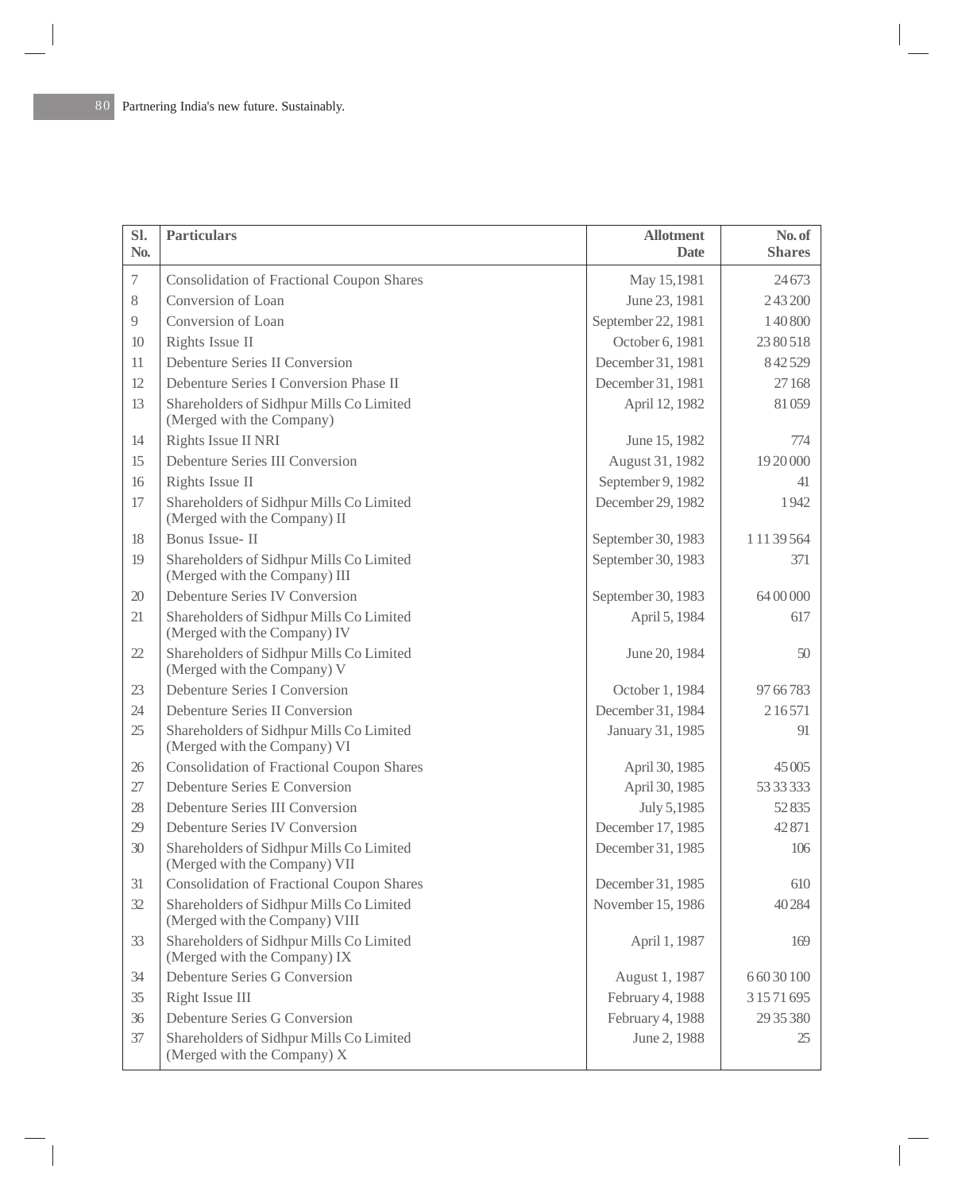| Sl. No. | Particulars | Allotment Date | No. of Shares |
|---|---|---|---|
| 7 | Consolidation of Fractional Coupon Shares | May 15,1981 | 24 673 |
| 8 | Conversion of Loan | June 23, 1981 | 2 43 200 |
| 9 | Conversion of Loan | September 22, 1981 | 1 40 800 |
| 10 | Rights Issue II | October 6, 1981 | 23 80 518 |
| 11 | Debenture Series II Conversion | December 31, 1981 | 8 42 529 |
| 12 | Debenture Series I Conversion Phase II | December 31, 1981 | 27 168 |
| 13 | Shareholders of Sidhpur Mills Co Limited (Merged with the Company) | April 12, 1982 | 81 059 |
| 14 | Rights Issue II NRI | June 15, 1982 | 774 |
| 15 | Debenture Series III Conversion | August 31, 1982 | 19 20 000 |
| 16 | Rights Issue II | September 9, 1982 | 41 |
| 17 | Shareholders of Sidhpur Mills Co Limited (Merged with the Company) II | December 29, 1982 | 1 942 |
| 18 | Bonus Issue- II | September 30, 1983 | 1 11 39 564 |
| 19 | Shareholders of Sidhpur Mills Co Limited (Merged with the Company) III | September 30, 1983 | 371 |
| 20 | Debenture Series IV Conversion | September 30, 1983 | 64 00 000 |
| 21 | Shareholders of Sidhpur Mills Co Limited (Merged with the Company) IV | April 5, 1984 | 617 |
| 22 | Shareholders of Sidhpur Mills Co Limited (Merged with the Company) V | June 20, 1984 | 50 |
| 23 | Debenture Series I Conversion | October 1, 1984 | 97 66 783 |
| 24 | Debenture Series II Conversion | December 31, 1984 | 2 16 571 |
| 25 | Shareholders of Sidhpur Mills Co Limited (Merged with the Company) VI | January 31, 1985 | 91 |
| 26 | Consolidation of Fractional Coupon Shares | April 30, 1985 | 45 005 |
| 27 | Debenture Series E Conversion | April 30, 1985 | 53 33 333 |
| 28 | Debenture Series III Conversion | July 5,1985 | 52 835 |
| 29 | Debenture Series IV Conversion | December 17, 1985 | 42 871 |
| 30 | Shareholders of Sidhpur Mills Co Limited (Merged with the Company) VII | December 31, 1985 | 106 |
| 31 | Consolidation of Fractional Coupon Shares | December 31, 1985 | 610 |
| 32 | Shareholders of Sidhpur Mills Co Limited (Merged with the Company) VIII | November 15, 1986 | 40 284 |
| 33 | Shareholders of Sidhpur Mills Co Limited (Merged with the Company) IX | April 1, 1987 | 169 |
| 34 | Debenture Series G Conversion | August 1, 1987 | 6 60 30 100 |
| 35 | Right Issue III | February 4, 1988 | 3 15 71 695 |
| 36 | Debenture Series G Conversion | February 4, 1988 | 29 35 380 |
| 37 | Shareholders of Sidhpur Mills Co Limited (Merged with the Company) X | June 2, 1988 | 25 |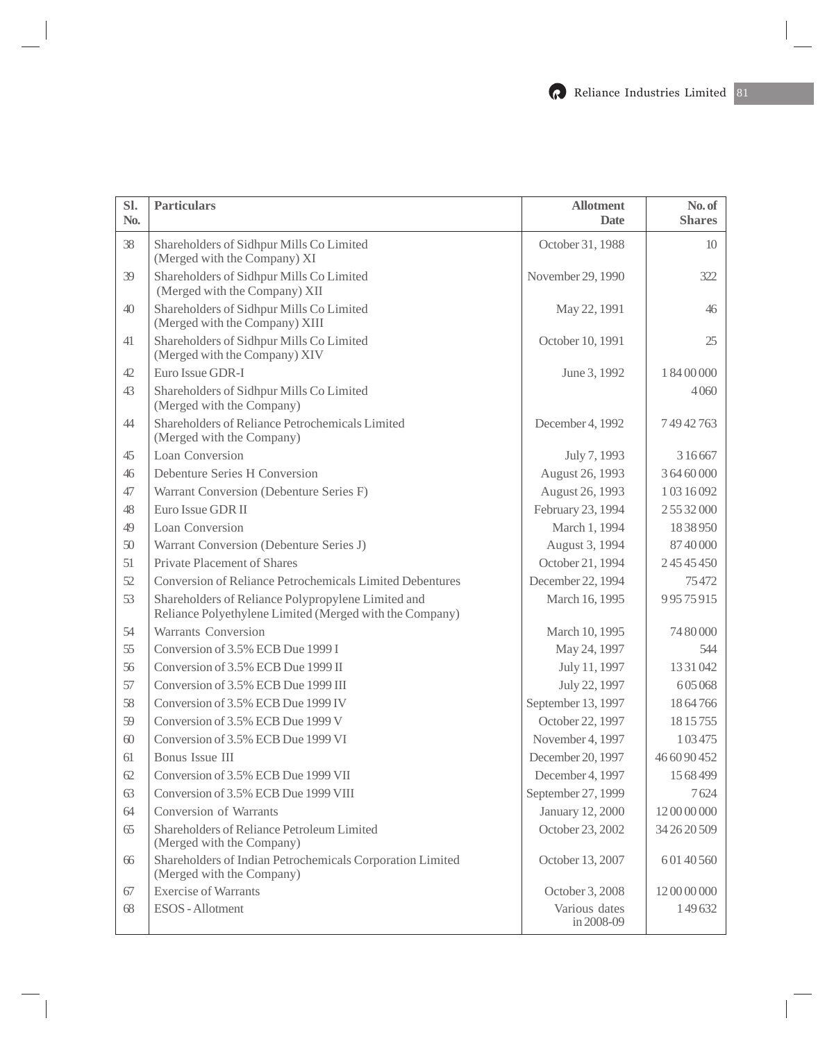| Sl. No. | Particulars | Allotment Date | No. of Shares |
|---|---|---|---|
| 38 | Shareholders of Sidhpur Mills Co Limited (Merged with the Company) XI | October 31, 1988 | 10 |
| 39 | Shareholders of Sidhpur Mills Co Limited (Merged with the Company) XII | November 29, 1990 | 322 |
| 40 | Shareholders of Sidhpur Mills Co Limited (Merged with the Company) XIII | May 22, 1991 | 46 |
| 41 | Shareholders of Sidhpur Mills Co Limited (Merged with the Company) XIV | October 10, 1991 | 25 |
| 42 | Euro Issue GDR-I | June 3, 1992 | 1 84 00 000 |
| 43 | Shareholders of Sidhpur Mills Co Limited (Merged with the Company) | | 4 060 |
| 44 | Shareholders of Reliance Petrochemicals Limited (Merged with the Company) | December 4, 1992 | 7 49 42 763 |
| 45 | Loan Conversion | July 7, 1993 | 3 16 667 |
| 46 | Debenture Series H Conversion | August 26, 1993 | 3 64 60 000 |
| 47 | Warrant Conversion (Debenture Series F) | August 26, 1993 | 1 03 16 092 |
| 48 | Euro Issue GDR II | February 23, 1994 | 2 55 32 000 |
| 49 | Loan Conversion | March 1, 1994 | 18 38 950 |
| 50 | Warrant Conversion (Debenture Series J) | August 3, 1994 | 87 40 000 |
| 51 | Private Placement of Shares | October 21, 1994 | 2 45 45 450 |
| 52 | Conversion of Reliance Petrochemicals Limited Debentures | December 22, 1994 | 75 472 |
| 53 | Shareholders of Reliance Polypropylene Limited and Reliance Polyethylene Limited (Merged with the Company) | March 16, 1995 | 9 95 75 915 |
| 54 | Warrants Conversion | March 10, 1995 | 74 80 000 |
| 55 | Conversion of 3.5% ECB Due 1999 I | May 24, 1997 | 544 |
| 56 | Conversion of 3.5% ECB Due 1999 II | July 11, 1997 | 13 31 042 |
| 57 | Conversion of 3.5% ECB Due 1999 III | July 22, 1997 | 6 05 068 |
| 58 | Conversion of 3.5% ECB Due 1999 IV | September 13, 1997 | 18 64 766 |
| 59 | Conversion of 3.5% ECB Due 1999 V | October 22, 1997 | 18 15 755 |
| 60 | Conversion of 3.5% ECB Due 1999 VI | November 4, 1997 | 1 03 475 |
| 61 | Bonus Issue III | December 20, 1997 | 46 60 90 452 |
| 62 | Conversion of 3.5% ECB Due 1999 VII | December 4, 1997 | 15 68 499 |
| 63 | Conversion of 3.5% ECB Due 1999 VIII | September 27, 1999 | 7 624 |
| 64 | Conversion of Warrants | January 12, 2000 | 12 00 00 000 |
| 65 | Shareholders of Reliance Petroleum Limited (Merged with the Company) | October 23, 2002 | 34 26 20 509 |
| 66 | Shareholders of Indian Petrochemicals Corporation Limited (Merged with the Company) | October 13, 2007 | 6 01 40 560 |
| 67 | Exercise of Warrants | October 3, 2008 | 12 00 00 000 |
| 68 | ESOS - Allotment | Various dates in 2008-09 | 1 49 632 |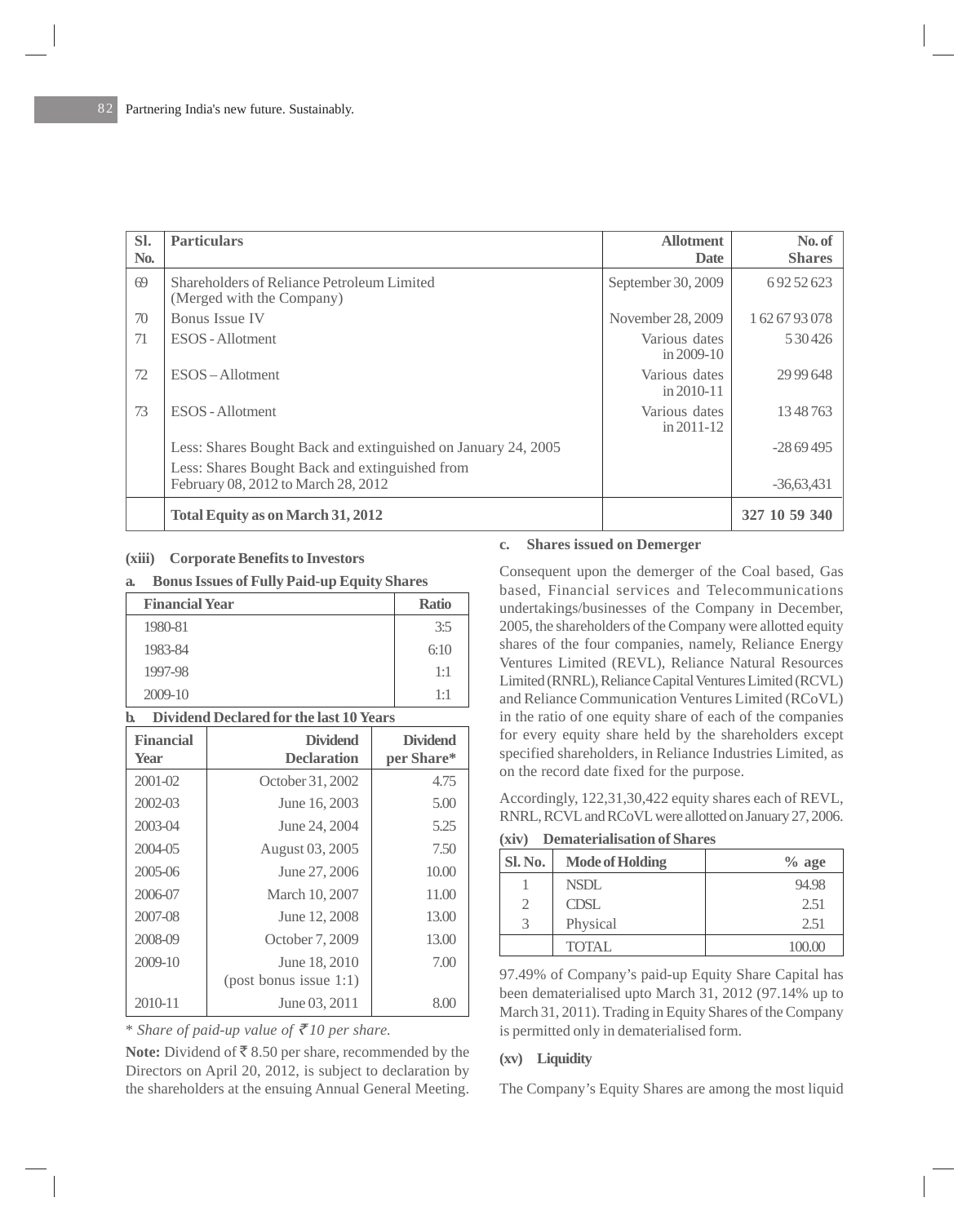| Sl. No. | Particulars | Allotment Date | No. of Shares |
|---|---|---|---|
| 69 | Shareholders of Reliance Petroleum Limited (Merged with the Company) | September 30, 2009 | 6 92 52 623 |
| 70 | Bonus Issue IV | November 28, 2009 | 1 62 67 93 078 |
| 71 | ESOS - Allotment | Various dates in 2009-10 | 5 30 426 |
| 72 | ESOS – Allotment | Various dates in 2010-11 | 29 99 648 |
| 73 | ESOS - Allotment | Various dates in 2011-12 | 13 48 763 |
| | Less: Shares Bought Back and extinguished on January 24, 2005 | | -28 69 495 |
| | Less: Shares Bought Back and extinguished from February 08, 2012 to March 28, 2012 | | -36,63,431 |
| | **Total Equity as on March 31, 2012** | | **327 10 59 340** |

**(xiii) Corporate Benefits to Investors**

**a. Bonus Issues of Fully Paid-up Equity Shares**

| Financial Year | Ratio |
|---|---|
| 1980-81 | 3:5 |
| 1983-84 | 6:10 |
| 1997-98 | 1:1 |
| 2009-10 | 1:1 |

**b. Dividend Declared for the last 10 Years**

| Financial Year | Dividend Declaration | Dividend per Share* |
|---|---|---|
| 2001-02 | October 31, 2002 | 4.75 |
| 2002-03 | June 16, 2003 | 5.00 |
| 2003-04 | June 24, 2004 | 5.25 |
| 2004-05 | August 03, 2005 | 7.50 |
| 2005-06 | June 27, 2006 | 10.00 |
| 2006-07 | March 10, 2007 | 11.00 |
| 2007-08 | June 12, 2008 | 13.00 |
| 2008-09 | October 7, 2009 | 13.00 |
| 2009-10 | June 18, 2010 (post bonus issue 1:1) | 7.00 |
| 2010-11 | June 03, 2011 | 8.00 |

\* *Share of paid-up value of ₹ 10 per share.*

**Note:** Dividend of ₹ 8.50 per share, recommended by the Directors on April 20, 2012, is subject to declaration by the shareholders at the ensuing Annual General Meeting.

**c. Shares issued on Demerger**

Consequent upon the demerger of the Coal based, Gas based, Financial services and Telecommunications undertakings/businesses of the Company in December, 2005, the shareholders of the Company were allotted equity shares of the four companies, namely, Reliance Energy Ventures Limited (REVL), Reliance Natural Resources Limited (RNRL), Reliance Capital Ventures Limited (RCVL) and Reliance Communication Ventures Limited (RCoVL) in the ratio of one equity share of each of the companies for every equity share held by the shareholders except specified shareholders, in Reliance Industries Limited, as on the record date fixed for the purpose.

Accordingly, 122,31,30,422 equity shares each of REVL, RNRL, RCVL and RCoVL were allotted on January 27, 2006.

**(xiv) Dematerialisation of Shares**

| Sl. No. | Mode of Holding | % age |
|---|---|---|
| 1 | NSDL | 94.98 |
| 2 | CDSL | 2.51 |
| 3 | Physical | 2.51 |
| | TOTAL | 100.00 |

97.49% of Company's paid-up Equity Share Capital has been dematerialised upto March 31, 2012 (97.14% up to March 31, 2011). Trading in Equity Shares of the Company is permitted only in dematerialised form.

**(xv) Liquidity**

The Company's Equity Shares are among the most liquid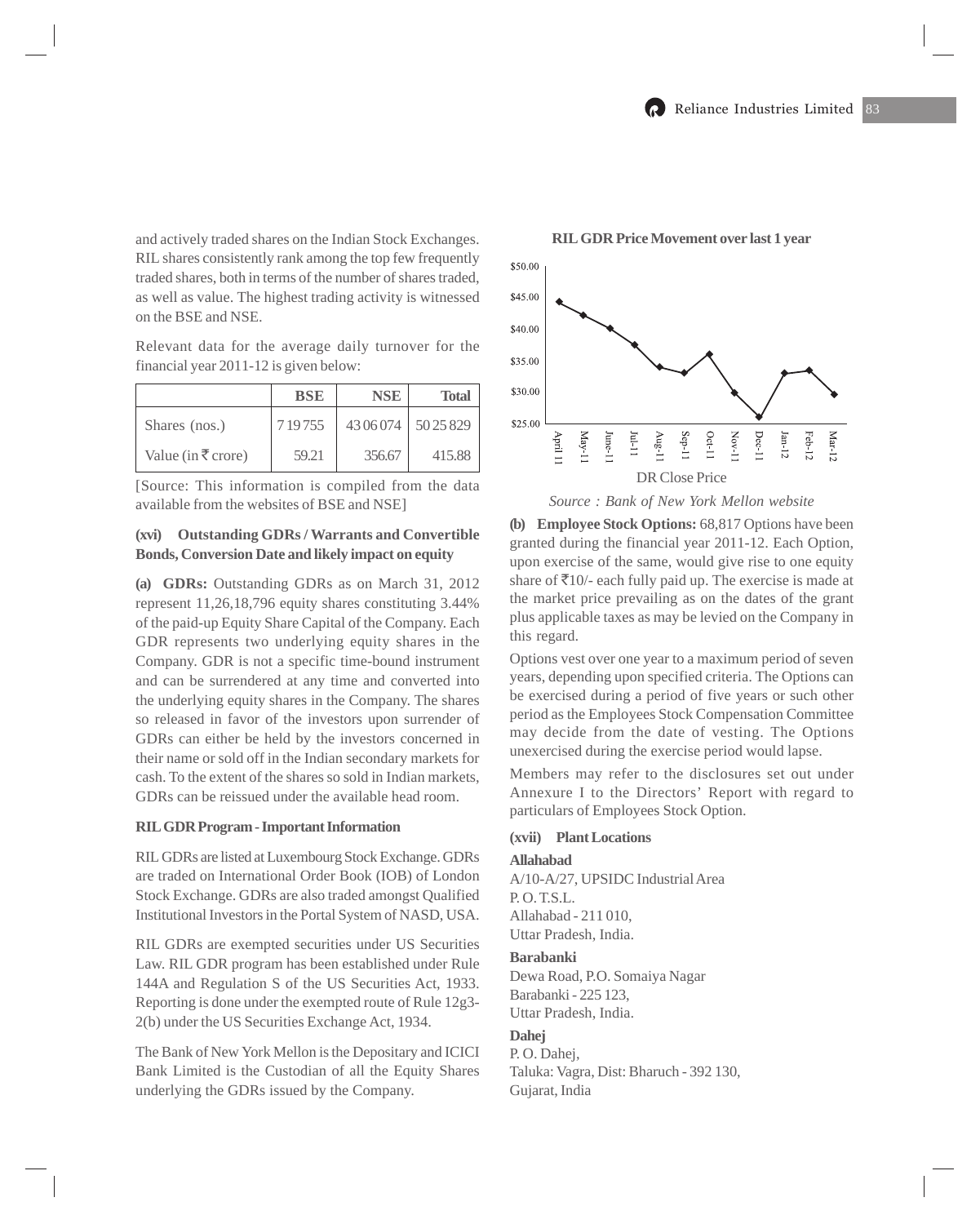and actively traded shares on the Indian Stock Exchanges. RIL shares consistently rank among the top few frequently traded shares, both in terms of the number of shares traded, as well as value. The highest trading activity is witnessed on the BSE and NSE.

Relevant data for the average daily turnover for the financial year 2011-12 is given below:

| | BSE | NSE | Total |
|---|---|---|---|
| Shares (nos.) | 7 19 755 | 43 06 074 | 50 25 829 |
| Value (in ₹ crore) | 59.21 | 356.67 | 415.88 |

[Source: This information is compiled from the data available from the websites of BSE and NSE]

**(xvi) Outstanding GDRs / Warrants and Convertible Bonds, Conversion Date and likely impact on equity**

**(a) GDRs:** Outstanding GDRs as on March 31, 2012 represent 11,26,18,796 equity shares constituting 3.44% of the paid-up Equity Share Capital of the Company. Each GDR represents two underlying equity shares in the Company. GDR is not a specific time-bound instrument and can be surrendered at any time and converted into the underlying equity shares in the Company. The shares so released in favor of the investors upon surrender of GDRs can either be held by the investors concerned in their name or sold off in the Indian secondary markets for cash. To the extent of the shares so sold in Indian markets, GDRs can be reissued under the available head room.

**RIL GDR Program - Important Information**

RIL GDRs are listed at Luxembourg Stock Exchange. GDRs are traded on International Order Book (IOB) of London Stock Exchange. GDRs are also traded amongst Qualified Institutional Investors in the Portal System of NASD, USA.

RIL GDRs are exempted securities under US Securities Law. RIL GDR program has been established under Rule 144A and Regulation S of the US Securities Act, 1933. Reporting is done under the exempted route of Rule 12g3-2(b) under the US Securities Exchange Act, 1934.

The Bank of New York Mellon is the Depositary and ICICI Bank Limited is the Custodian of all the Equity Shares underlying the GDRs issued by the Company.

**RIL GDR Price Movement over last 1 year**

*Source : Bank of New York Mellon website*

**(b) Employee Stock Options:** 68,817 Options have been granted during the financial year 2011-12. Each Option, upon exercise of the same, would give rise to one equity share of ₹10/- each fully paid up. The exercise is made at the market price prevailing as on the dates of the grant plus applicable taxes as may be levied on the Company in this regard.

Options vest over one year to a maximum period of seven years, depending upon specified criteria. The Options can be exercised during a period of five years or such other period as the Employees Stock Compensation Committee may decide from the date of vesting. The Options unexercised during the exercise period would lapse.

Members may refer to the disclosures set out under Annexure I to the Directors' Report with regard to particulars of Employees Stock Option.

**(xvii) Plant Locations**

**Allahabad**
A/10-A/27, UPSIDC Industrial Area
P. O. T.S.L.
Allahabad - 211 010,
Uttar Pradesh, India.

**Barabanki**
Dewa Road, P.O. Somaiya Nagar
Barabanki - 225 123,
Uttar Pradesh, India.

**Dahej**
P. O. Dahej,
Taluka: Vagra, Dist: Bharuch - 392 130,
Gujarat, India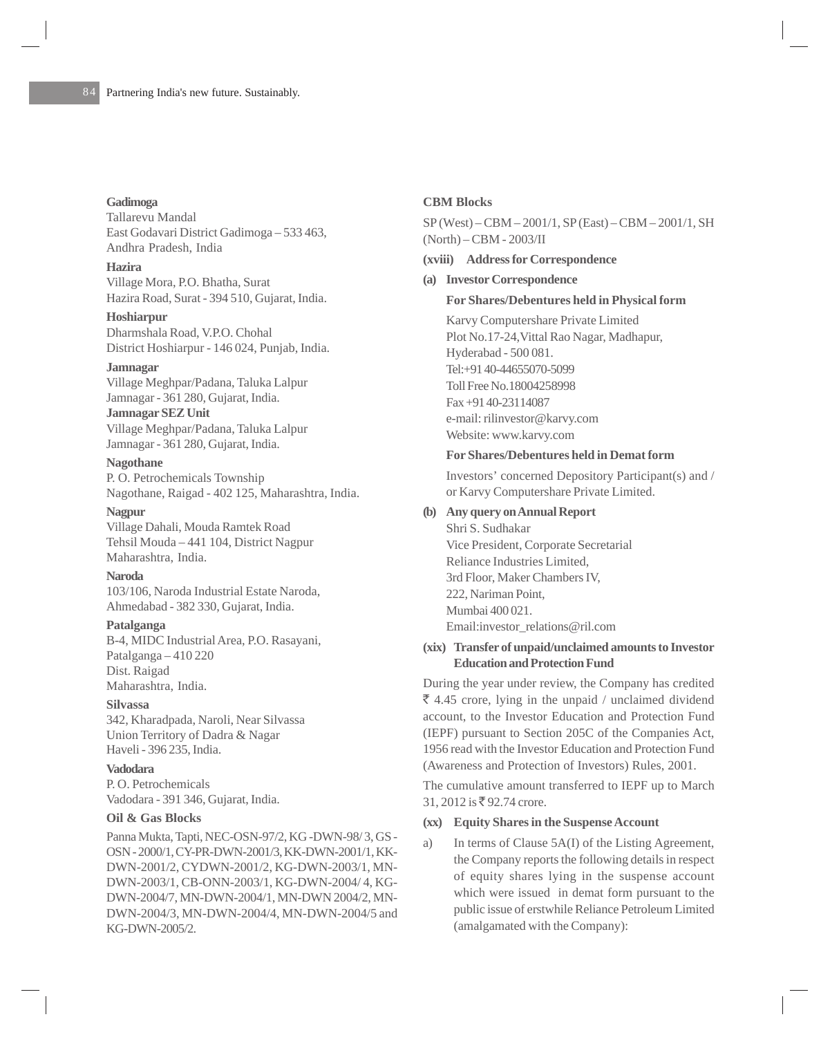**Gadimoga**
Tallarevu Mandal
East Godavari District Gadimoga – 533 463,
Andhra Pradesh, India

**Hazira**
Village Mora, P.O. Bhatha, Surat
Hazira Road, Surat - 394 510, Gujarat, India.

**Hoshiarpur**
Dharmshala Road, V.P.O. Chohal
District Hoshiarpur - 146 024, Punjab, India.

**Jamnagar**
Village Meghpar/Padana, Taluka Lalpur
Jamnagar - 361 280, Gujarat, India.

**Jamnagar SEZ Unit**
Village Meghpar/Padana, Taluka Lalpur
Jamnagar - 361 280, Gujarat, India.

**Nagothane**
P. O. Petrochemicals Township
Nagothane, Raigad - 402 125, Maharashtra, India.

**Nagpur**
Village Dahali, Mouda Ramtek Road
Tehsil Mouda – 441 104, District Nagpur
Maharashtra, India.

**Naroda**
103/106, Naroda Industrial Estate Naroda,
Ahmedabad - 382 330, Gujarat, India.

**Patalganga**
B-4, MIDC Industrial Area, P.O. Rasayani,
Patalganga – 410 220
Dist. Raigad
Maharashtra, India.

**Silvassa**
342, Kharadpada, Naroli, Near Silvassa
Union Territory of Dadra & Nagar
Haveli - 396 235, India.

**Vadodara**
P. O. Petrochemicals
Vadodara - 391 346, Gujarat, India.

**Oil & Gas Blocks**

Panna Mukta, Tapti, NEC-OSN-97/2, KG -DWN-98/ 3, GS - OSN - 2000/1, CY-PR-DWN-2001/3, KK-DWN-2001/1, KK-DWN-2001/2, CYDWN-2001/2, KG-DWN-2003/1, MN-DWN-2003/1, CB-ONN-2003/1, KG-DWN-2004/ 4, KG-DWN-2004/7, MN-DWN-2004/1, MN-DWN 2004/2, MN-DWN-2004/3, MN-DWN-2004/4, MN-DWN-2004/5 and KG-DWN-2005/2.

**CBM Blocks**

SP (West) – CBM – 2001/1, SP (East) – CBM – 2001/1, SH (North) – CBM - 2003/II

**(xviii) Address for Correspondence**

**(a) Investor Correspondence**

**For Shares/Debentures held in Physical form**

Karvy Computershare Private Limited
Plot No.17-24, Vittal Rao Nagar, Madhapur,
Hyderabad - 500 081.
Tel:+91 40-44655070-5099
Toll Free No.18004258998
Fax +91 40-23114087
e-mail: rilinvestor@karvy.com
Website: www.karvy.com

**For Shares/Debentures held in Demat form**

Investors' concerned Depository Participant(s) and / or Karvy Computershare Private Limited.

**(b) Any query on Annual Report**

Shri S. Sudhakar
Vice President, Corporate Secretarial
Reliance Industries Limited,
3rd Floor, Maker Chambers IV,
222, Nariman Point,
Mumbai 400 021.
Email:investor_relations@ril.com

**(xix) Transfer of unpaid/unclaimed amounts to Investor Education and Protection Fund**

During the year under review, the Company has credited ₹ 4.45 crore, lying in the unpaid / unclaimed dividend account, to the Investor Education and Protection Fund (IEPF) pursuant to Section 205C of the Companies Act, 1956 read with the Investor Education and Protection Fund (Awareness and Protection of Investors) Rules, 2001.

The cumulative amount transferred to IEPF up to March 31, 2012 is ₹ 92.74 crore.

**(xx) Equity Shares in the Suspense Account**

a) In terms of Clause 5A(I) of the Listing Agreement, the Company reports the following details in respect of equity shares lying in the suspense account which were issued in demat form pursuant to the public issue of erstwhile Reliance Petroleum Limited (amalgamated with the Company):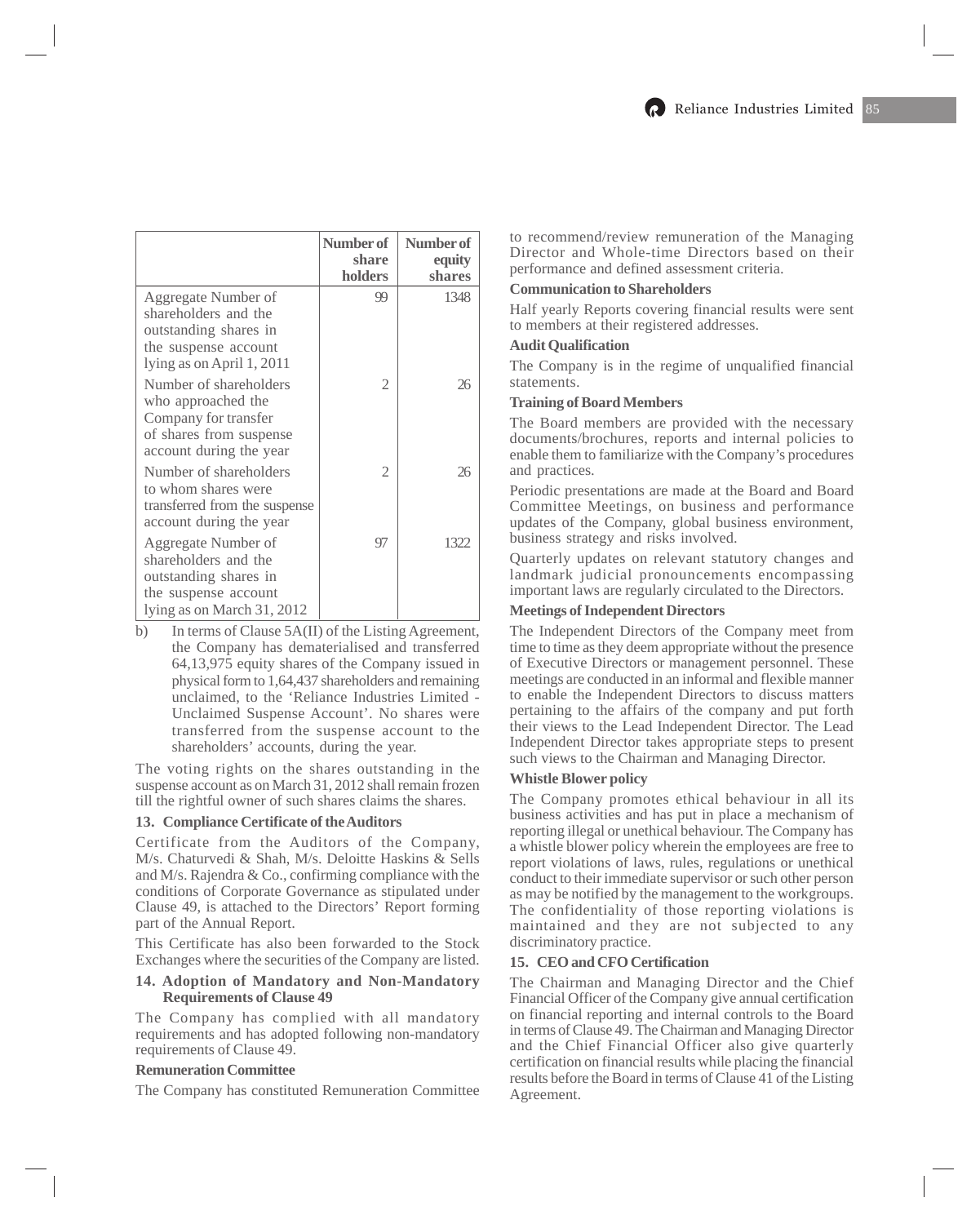| | Number of share holders | Number of equity shares |
|---|---|---|
| Aggregate Number of shareholders and the outstanding shares in the suspense account lying as on April 1, 2011 | 99 | 1348 |
| Number of shareholders who approached the Company for transfer of shares from suspense account during the year | 2 | 26 |
| Number of shareholders to whom shares were transferred from the suspense account during the year | 2 | 26 |
| Aggregate Number of shareholders and the outstanding shares in the suspense account lying as on March 31, 2012 | 97 | 1322 |

b) In terms of Clause 5A(II) of the Listing Agreement, the Company has dematerialised and transferred 64,13,975 equity shares of the Company issued in physical form to 1,64,437 shareholders and remaining unclaimed, to the 'Reliance Industries Limited - Unclaimed Suspense Account'. No shares were transferred from the suspense account to the shareholders' accounts, during the year.

The voting rights on the shares outstanding in the suspense account as on March 31, 2012 shall remain frozen till the rightful owner of such shares claims the shares.

**13. Compliance Certificate of the Auditors**

Certificate from the Auditors of the Company, M/s. Chaturvedi & Shah, M/s. Deloitte Haskins & Sells and M/s. Rajendra & Co., confirming compliance with the conditions of Corporate Governance as stipulated under Clause 49, is attached to the Directors' Report forming part of the Annual Report.

This Certificate has also been forwarded to the Stock Exchanges where the securities of the Company are listed.

**14. Adoption of Mandatory and Non-Mandatory Requirements of Clause 49**

The Company has complied with all mandatory requirements and has adopted following non-mandatory requirements of Clause 49.

**Remuneration Committee**

The Company has constituted Remuneration Committee to recommend/review remuneration of the Managing Director and Whole-time Directors based on their performance and defined assessment criteria.

**Communication to Shareholders**

Half yearly Reports covering financial results were sent to members at their registered addresses.

**Audit Qualification**

The Company is in the regime of unqualified financial statements.

**Training of Board Members**

The Board members are provided with the necessary documents/brochures, reports and internal policies to enable them to familiarize with the Company's procedures and practices.

Periodic presentations are made at the Board and Board Committee Meetings, on business and performance updates of the Company, global business environment, business strategy and risks involved.

Quarterly updates on relevant statutory changes and landmark judicial pronouncements encompassing important laws are regularly circulated to the Directors.

**Meetings of Independent Directors**

The Independent Directors of the Company meet from time to time as they deem appropriate without the presence of Executive Directors or management personnel. These meetings are conducted in an informal and flexible manner to enable the Independent Directors to discuss matters pertaining to the affairs of the company and put forth their views to the Lead Independent Director. The Lead Independent Director takes appropriate steps to present such views to the Chairman and Managing Director.

**Whistle Blower policy**

The Company promotes ethical behaviour in all its business activities and has put in place a mechanism of reporting illegal or unethical behaviour. The Company has a whistle blower policy wherein the employees are free to report violations of laws, rules, regulations or unethical conduct to their immediate supervisor or such other person as may be notified by the management to the workgroups. The confidentiality of those reporting violations is maintained and they are not subjected to any discriminatory practice.

**15. CEO and CFO Certification**

The Chairman and Managing Director and the Chief Financial Officer of the Company give annual certification on financial reporting and internal controls to the Board in terms of Clause 49. The Chairman and Managing Director and the Chief Financial Officer also give quarterly certification on financial results while placing the financial results before the Board in terms of Clause 41 of the Listing Agreement.